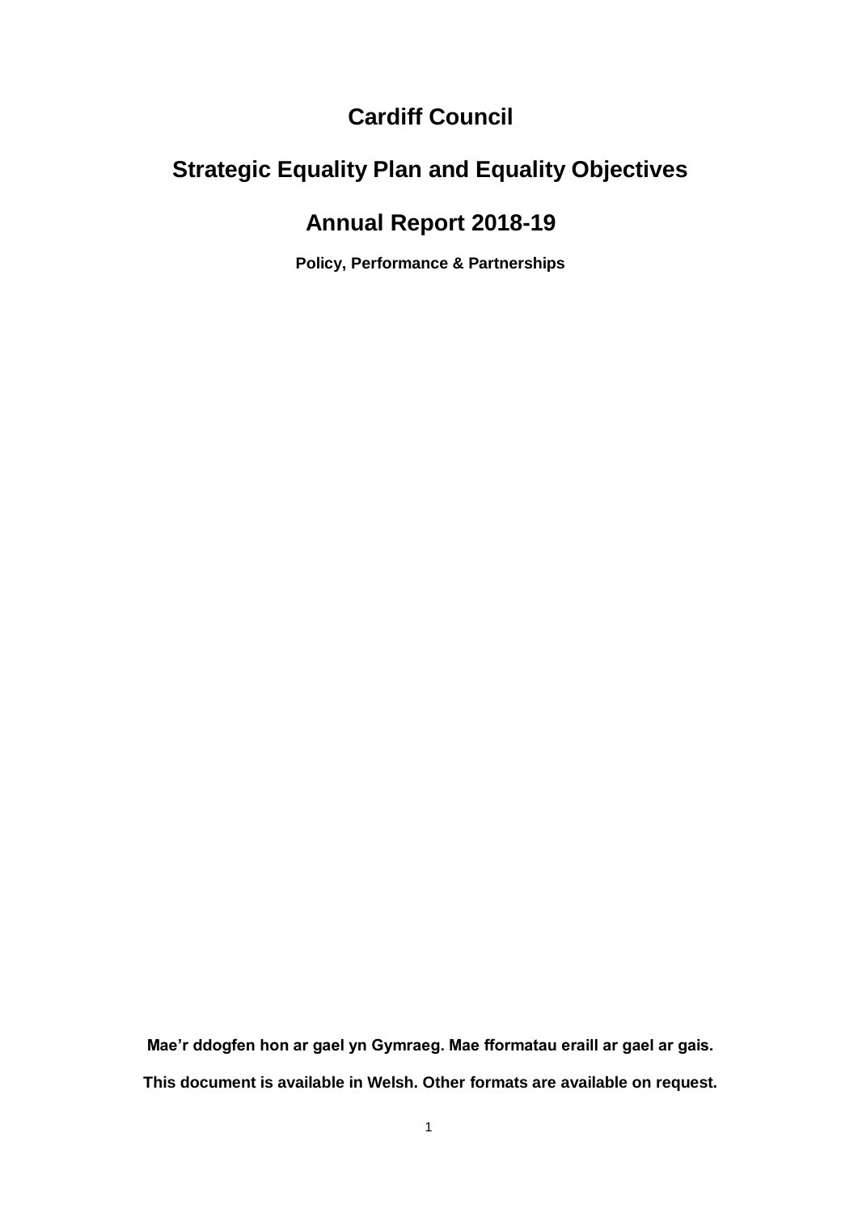# Cardiff Council

# Strategic Equality Plan and Equality Objectives

# Annual Report 2018-19

**Policy, Performance & Partnerships**

**Mae'r ddogfen hon ar gael yn Gymraeg. Mae fformatau eraill ar gael ar gais.**

**This document is available in Welsh. Other formats are available on request.**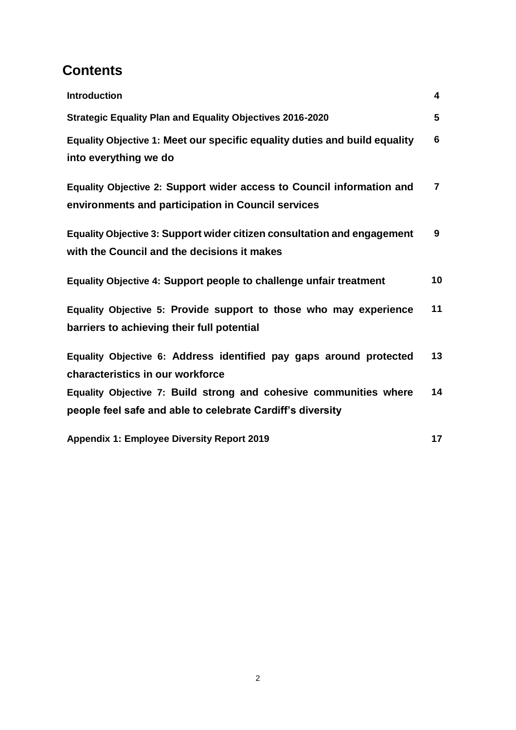# Contents

| | |
|---|---|
| **Introduction** | **4** |
| **Strategic Equality Plan and Equality Objectives 2016-2020** | **5** |
| **Equality Objective 1: Meet our specific equality duties and build equality into everything we do** | **6** |
| **Equality Objective 2: Support wider access to Council information and environments and participation in Council services** | **7** |
| **Equality Objective 3: Support wider citizen consultation and engagement with the Council and the decisions it makes** | **9** |
| **Equality Objective 4: Support people to challenge unfair treatment** | **10** |
| **Equality Objective 5: Provide support to those who may experience barriers to achieving their full potential** | **11** |
| **Equality Objective 6: Address identified pay gaps around protected characteristics in our workforce** | **13** |
| **Equality Objective 7: Build strong and cohesive communities where people feel safe and able to celebrate Cardiff's diversity** | **14** |
| **Appendix 1: Employee Diversity Report 2019** | **17** |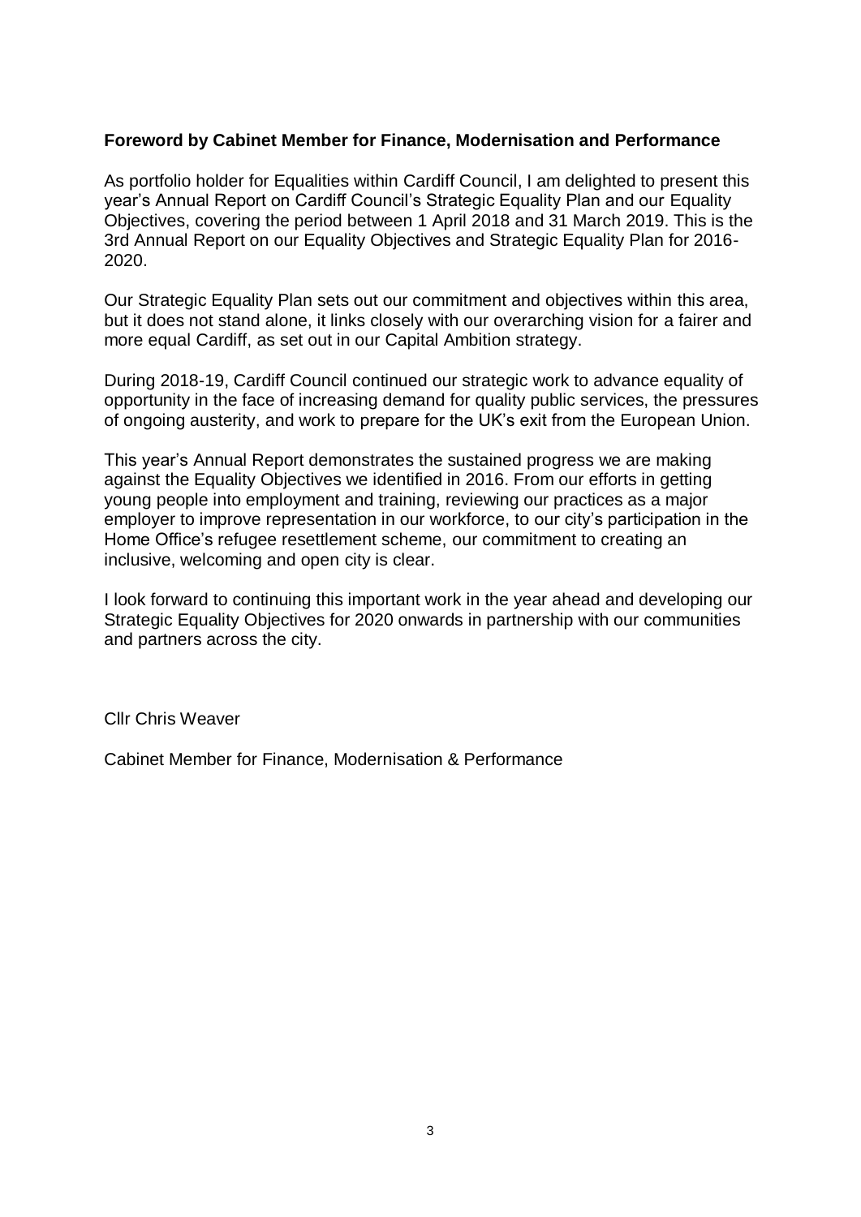**Foreword by Cabinet Member for Finance, Modernisation and Performance**

As portfolio holder for Equalities within Cardiff Council, I am delighted to present this year's Annual Report on Cardiff Council's Strategic Equality Plan and our Equality Objectives, covering the period between 1 April 2018 and 31 March 2019. This is the 3rd Annual Report on our Equality Objectives and Strategic Equality Plan for 2016-2020.

Our Strategic Equality Plan sets out our commitment and objectives within this area, but it does not stand alone, it links closely with our overarching vision for a fairer and more equal Cardiff, as set out in our Capital Ambition strategy.

During 2018-19, Cardiff Council continued our strategic work to advance equality of opportunity in the face of increasing demand for quality public services, the pressures of ongoing austerity, and work to prepare for the UK's exit from the European Union.

This year's Annual Report demonstrates the sustained progress we are making against the Equality Objectives we identified in 2016. From our efforts in getting young people into employment and training, reviewing our practices as a major employer to improve representation in our workforce, to our city's participation in the Home Office's refugee resettlement scheme, our commitment to creating an inclusive, welcoming and open city is clear.

I look forward to continuing this important work in the year ahead and developing our Strategic Equality Objectives for 2020 onwards in partnership with our communities and partners across the city.

Cllr Chris Weaver

Cabinet Member for Finance, Modernisation & Performance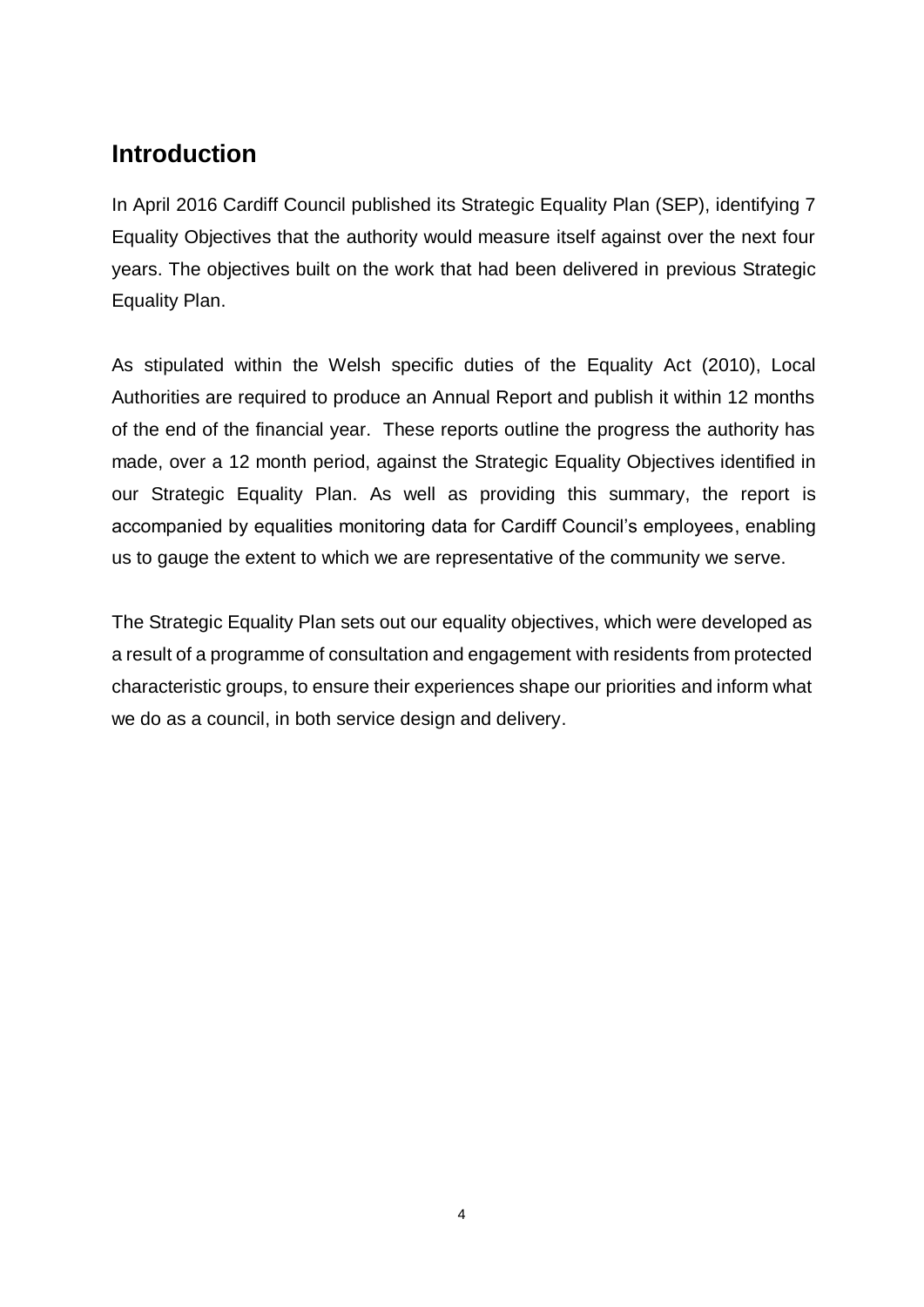## Introduction

In April 2016 Cardiff Council published its Strategic Equality Plan (SEP), identifying 7 Equality Objectives that the authority would measure itself against over the next four years. The objectives built on the work that had been delivered in previous Strategic Equality Plan.

As stipulated within the Welsh specific duties of the Equality Act (2010), Local Authorities are required to produce an Annual Report and publish it within 12 months of the end of the financial year. These reports outline the progress the authority has made, over a 12 month period, against the Strategic Equality Objectives identified in our Strategic Equality Plan. As well as providing this summary, the report is accompanied by equalities monitoring data for Cardiff Council's employees, enabling us to gauge the extent to which we are representative of the community we serve.

The Strategic Equality Plan sets out our equality objectives, which were developed as a result of a programme of consultation and engagement with residents from protected characteristic groups, to ensure their experiences shape our priorities and inform what we do as a council, in both service design and delivery.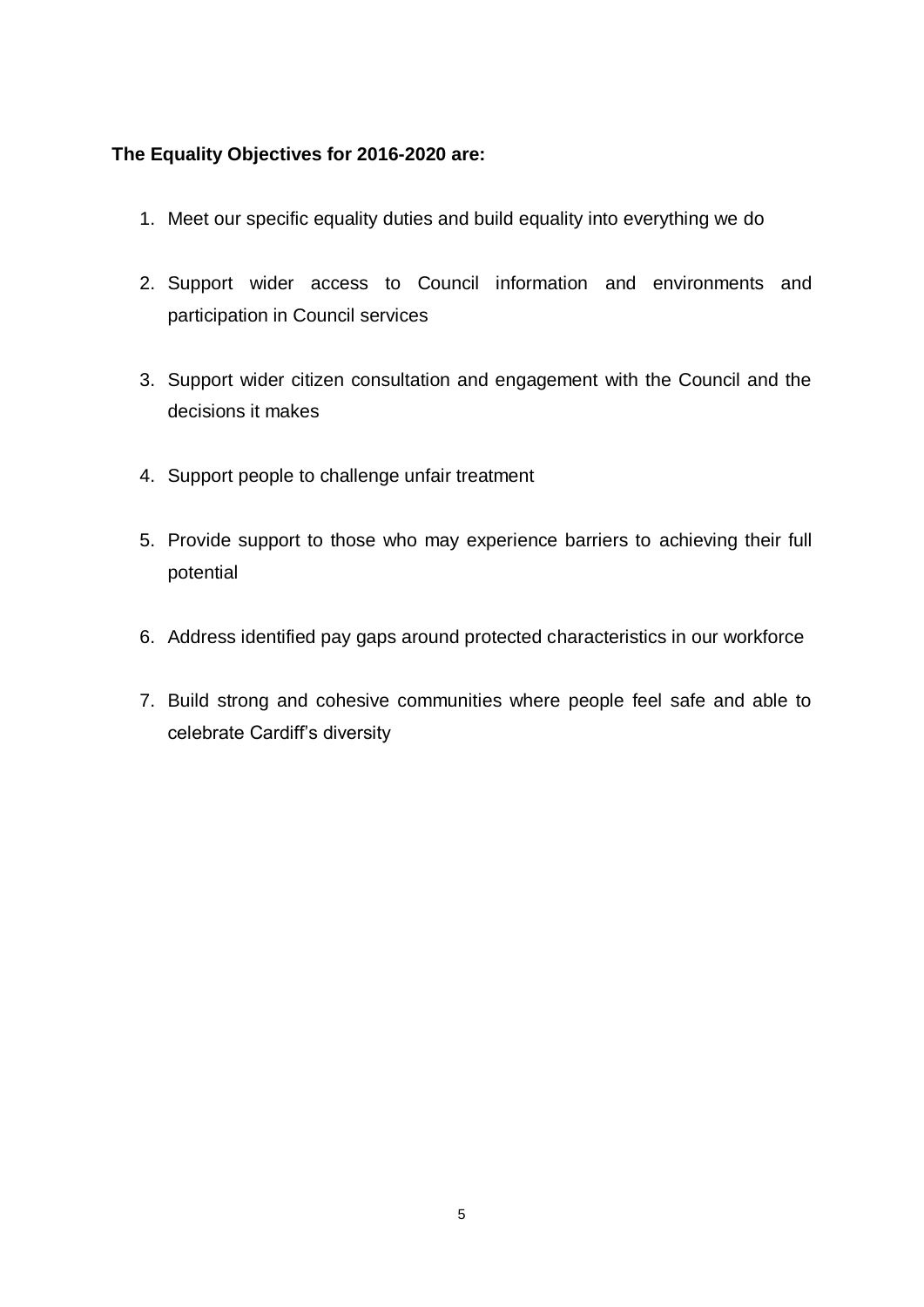**The Equality Objectives for 2016-2020 are:**

1. Meet our specific equality duties and build equality into everything we do

2. Support wider access to Council information and environments and participation in Council services

3. Support wider citizen consultation and engagement with the Council and the decisions it makes

4. Support people to challenge unfair treatment

5. Provide support to those who may experience barriers to achieving their full potential

6. Address identified pay gaps around protected characteristics in our workforce

7. Build strong and cohesive communities where people feel safe and able to celebrate Cardiff's diversity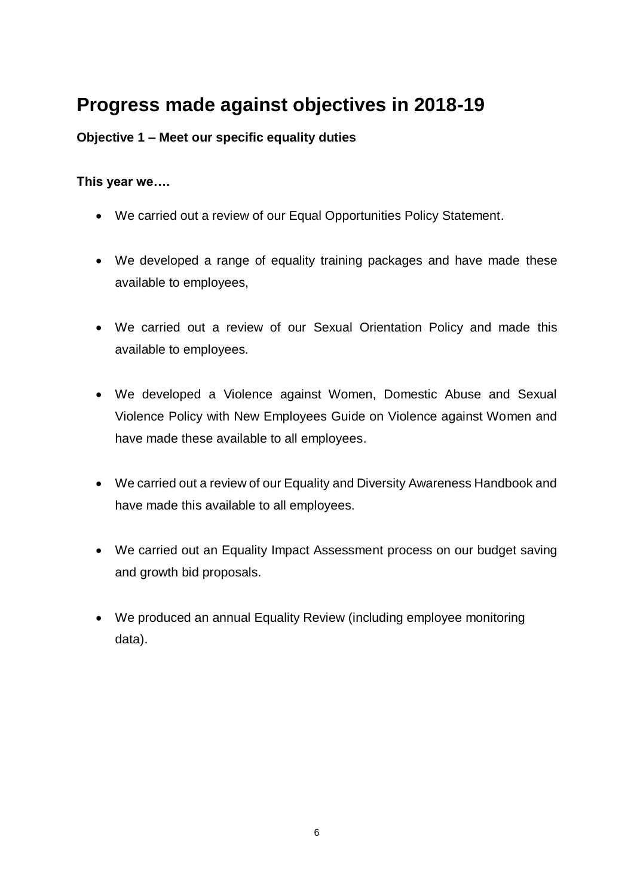# Progress made against objectives in 2018-19

**Objective 1 – Meet our specific equality duties**

**This year we….**

- We carried out a review of our Equal Opportunities Policy Statement.
- We developed a range of equality training packages and have made these available to employees,
- We carried out a review of our Sexual Orientation Policy and made this available to employees.
- We developed a Violence against Women, Domestic Abuse and Sexual Violence Policy with New Employees Guide on Violence against Women and have made these available to all employees.
- We carried out a review of our Equality and Diversity Awareness Handbook and have made this available to all employees.
- We carried out an Equality Impact Assessment process on our budget saving and growth bid proposals.
- We produced an annual Equality Review (including employee monitoring data).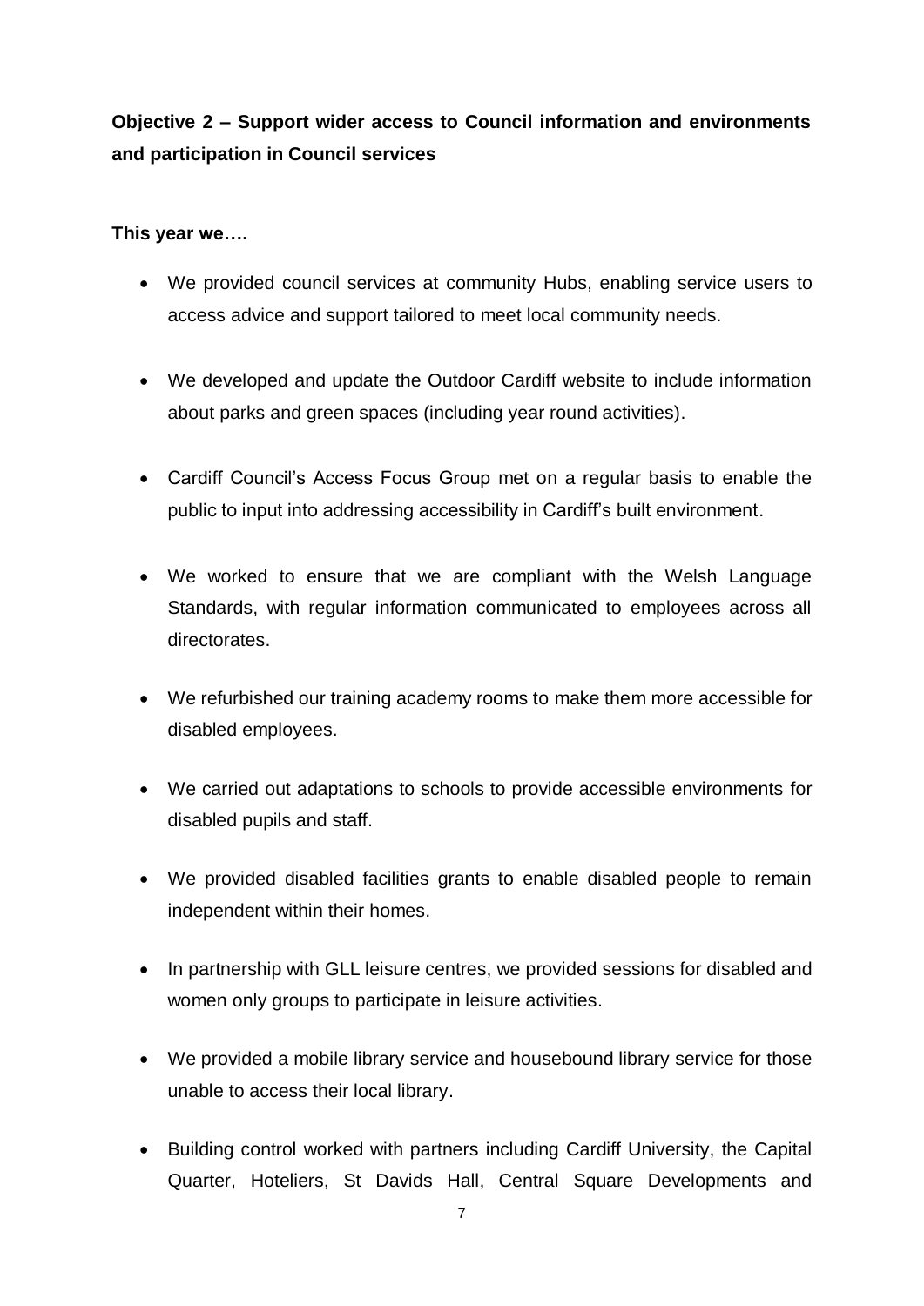**Objective 2 – Support wider access to Council information and environments and participation in Council services**

**This year we….**

- We provided council services at community Hubs, enabling service users to access advice and support tailored to meet local community needs.
- We developed and update the Outdoor Cardiff website to include information about parks and green spaces (including year round activities).
- Cardiff Council's Access Focus Group met on a regular basis to enable the public to input into addressing accessibility in Cardiff's built environment.
- We worked to ensure that we are compliant with the Welsh Language Standards, with regular information communicated to employees across all directorates.
- We refurbished our training academy rooms to make them more accessible for disabled employees.
- We carried out adaptations to schools to provide accessible environments for disabled pupils and staff.
- We provided disabled facilities grants to enable disabled people to remain independent within their homes.
- In partnership with GLL leisure centres, we provided sessions for disabled and women only groups to participate in leisure activities.
- We provided a mobile library service and housebound library service for those unable to access their local library.
- Building control worked with partners including Cardiff University, the Capital Quarter, Hoteliers, St Davids Hall, Central Square Developments and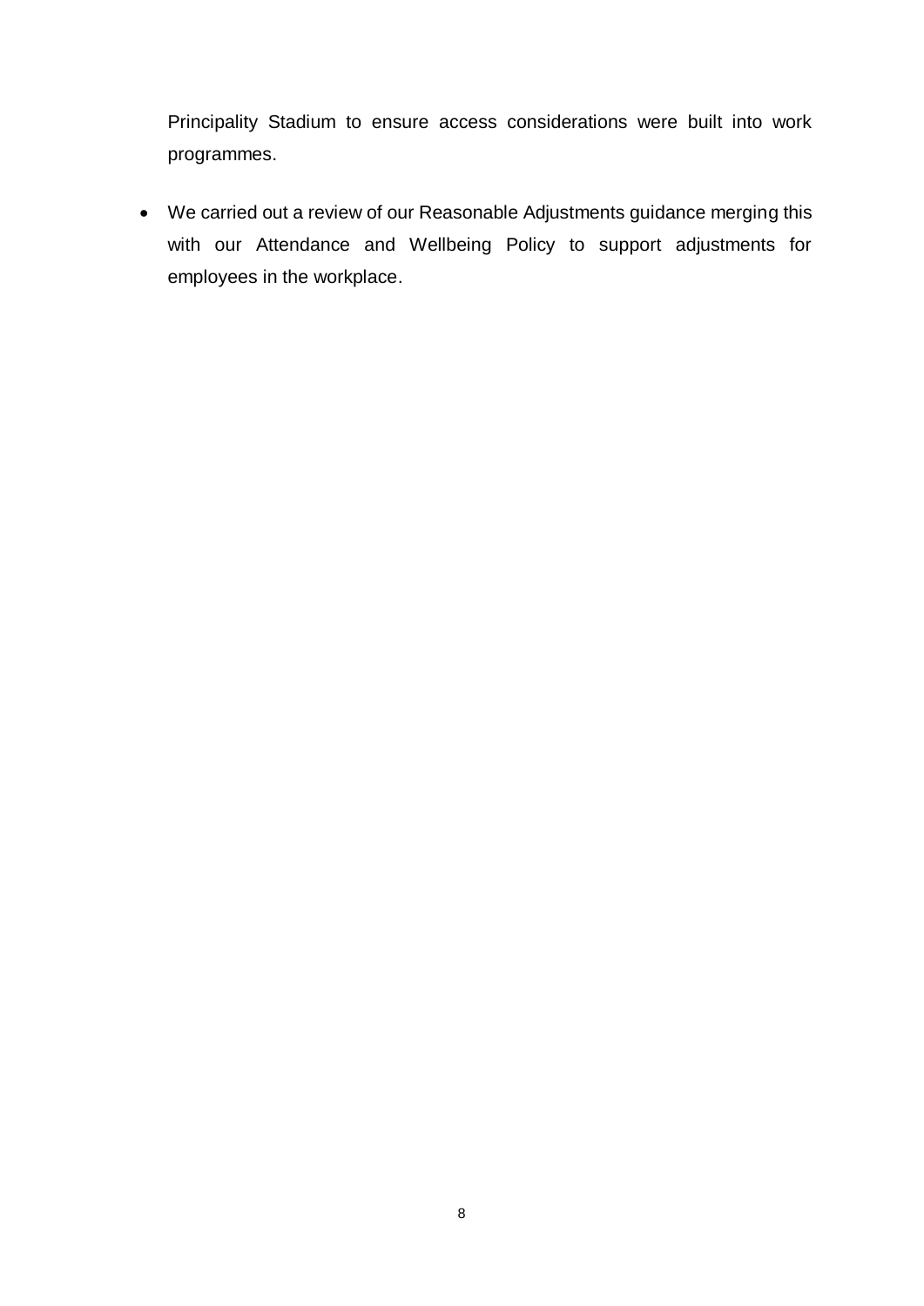Principality Stadium to ensure access considerations were built into work programmes.

- We carried out a review of our Reasonable Adjustments guidance merging this with our Attendance and Wellbeing Policy to support adjustments for employees in the workplace.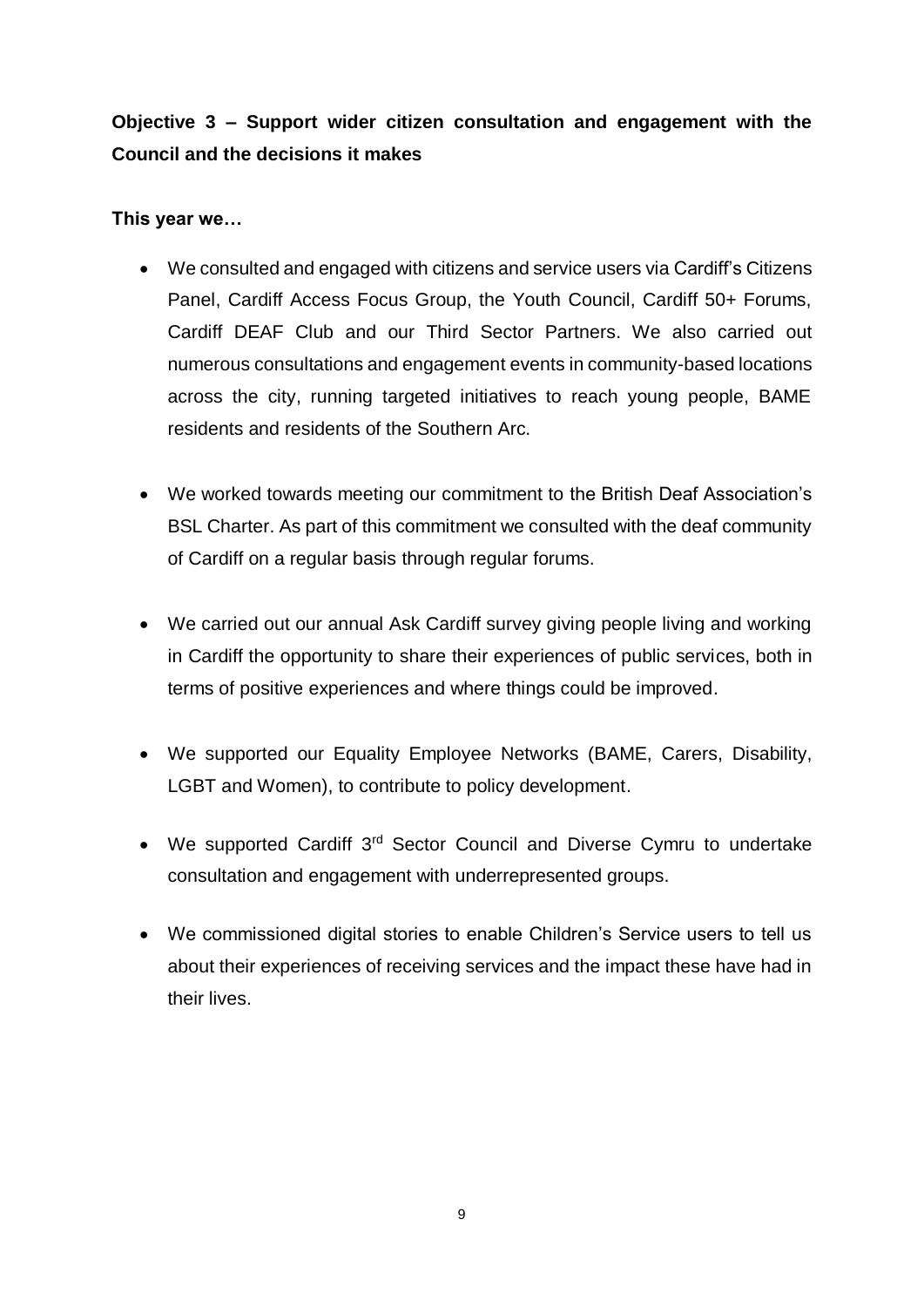**Objective 3 – Support wider citizen consultation and engagement with the Council and the decisions it makes**

**This year we…**

- We consulted and engaged with citizens and service users via Cardiff's Citizens Panel, Cardiff Access Focus Group, the Youth Council, Cardiff 50+ Forums, Cardiff DEAF Club and our Third Sector Partners. We also carried out numerous consultations and engagement events in community-based locations across the city, running targeted initiatives to reach young people, BAME residents and residents of the Southern Arc.
- We worked towards meeting our commitment to the British Deaf Association's BSL Charter. As part of this commitment we consulted with the deaf community of Cardiff on a regular basis through regular forums.
- We carried out our annual Ask Cardiff survey giving people living and working in Cardiff the opportunity to share their experiences of public services, both in terms of positive experiences and where things could be improved.
- We supported our Equality Employee Networks (BAME, Carers, Disability, LGBT and Women), to contribute to policy development.
- We supported Cardiff 3rd Sector Council and Diverse Cymru to undertake consultation and engagement with underrepresented groups.
- We commissioned digital stories to enable Children's Service users to tell us about their experiences of receiving services and the impact these have had in their lives.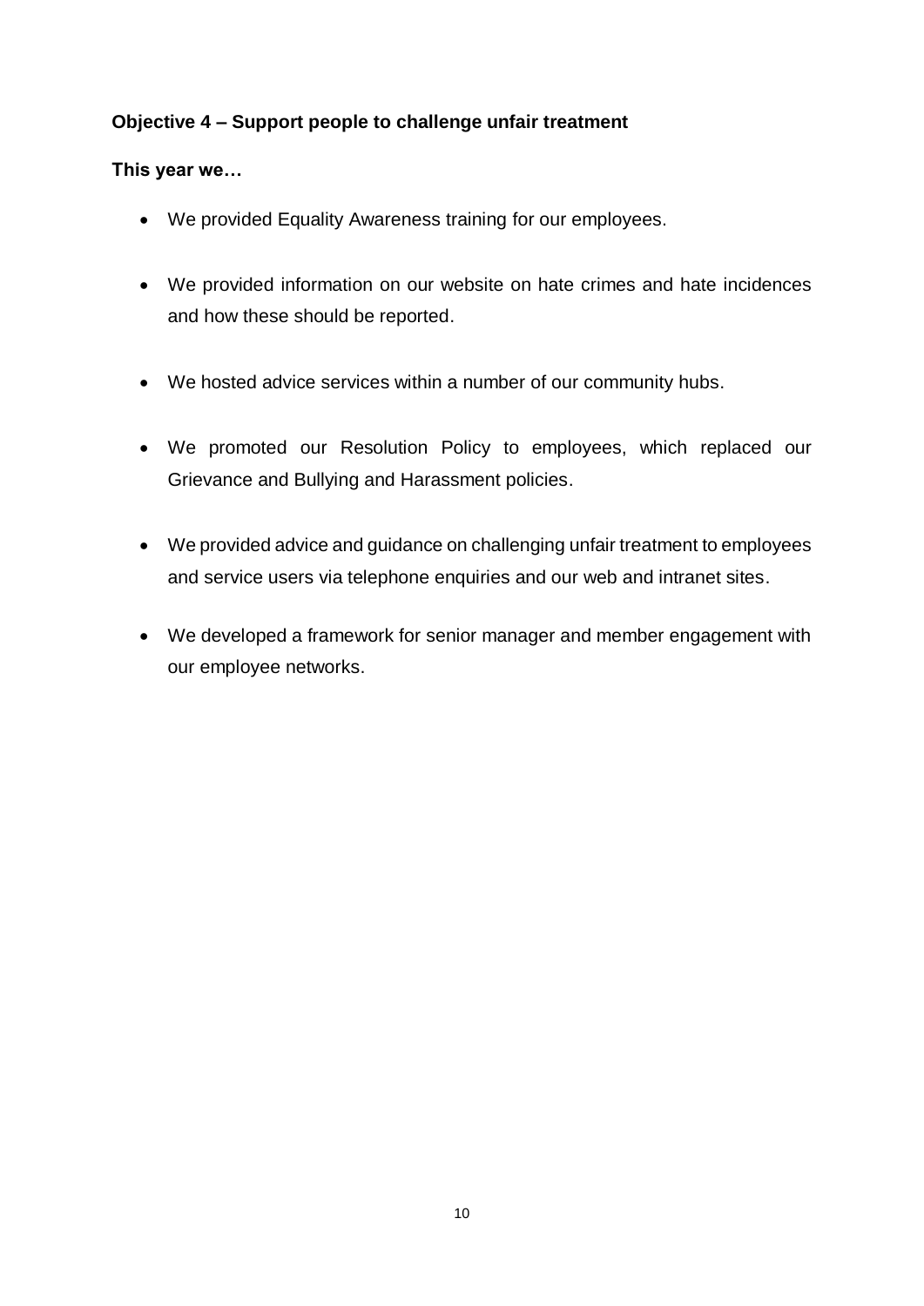**Objective 4 – Support people to challenge unfair treatment**

**This year we…**

- We provided Equality Awareness training for our employees.
- We provided information on our website on hate crimes and hate incidences and how these should be reported.
- We hosted advice services within a number of our community hubs.
- We promoted our Resolution Policy to employees, which replaced our Grievance and Bullying and Harassment policies.
- We provided advice and guidance on challenging unfair treatment to employees and service users via telephone enquiries and our web and intranet sites.
- We developed a framework for senior manager and member engagement with our employee networks.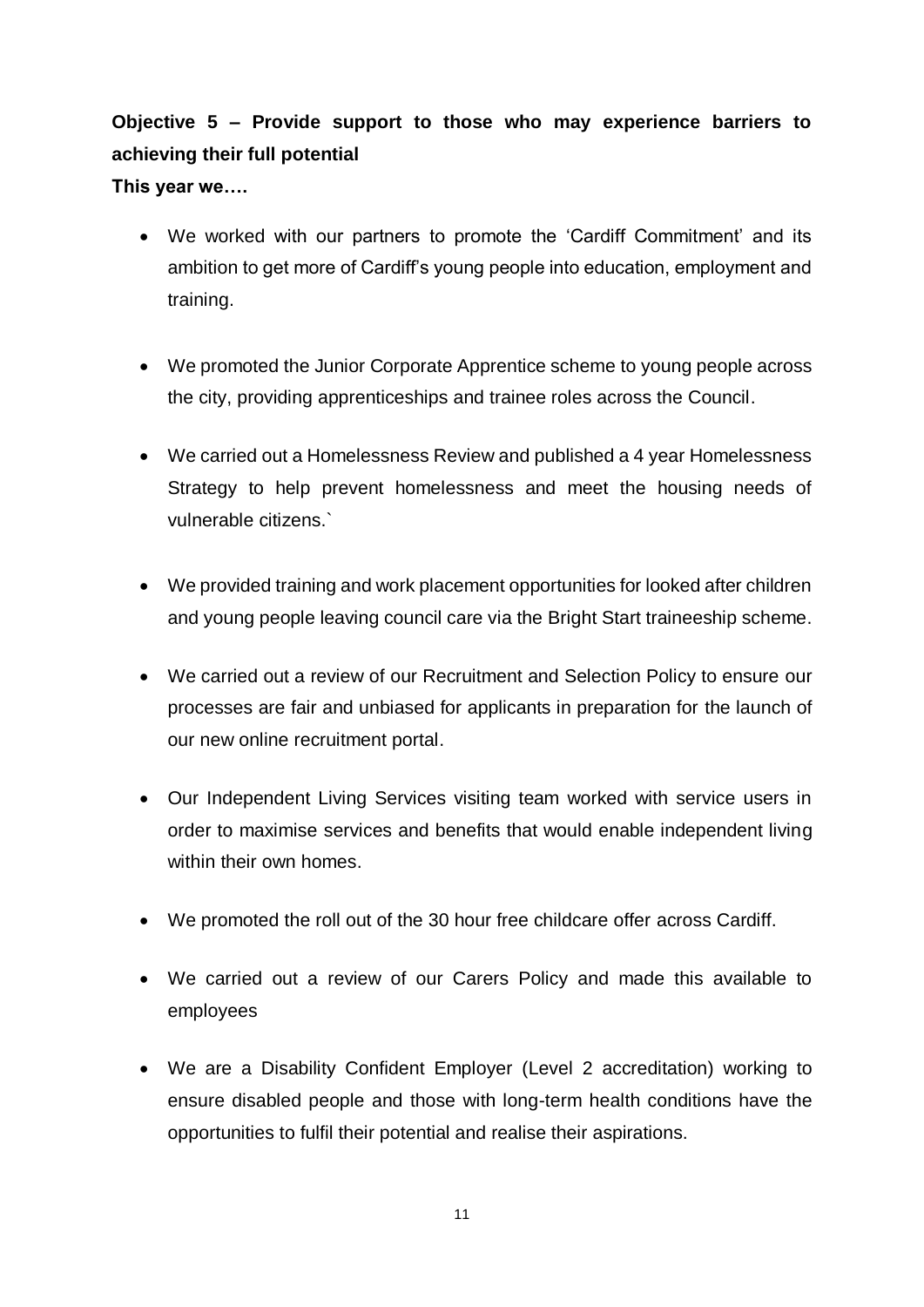**Objective 5 – Provide support to those who may experience barriers to achieving their full potential**

**This year we….**

- We worked with our partners to promote the 'Cardiff Commitment' and its ambition to get more of Cardiff's young people into education, employment and training.

- We promoted the Junior Corporate Apprentice scheme to young people across the city, providing apprenticeships and trainee roles across the Council.

- We carried out a Homelessness Review and published a 4 year Homelessness Strategy to help prevent homelessness and meet the housing needs of vulnerable citizens.`

- We provided training and work placement opportunities for looked after children and young people leaving council care via the Bright Start traineeship scheme.

- We carried out a review of our Recruitment and Selection Policy to ensure our processes are fair and unbiased for applicants in preparation for the launch of our new online recruitment portal.

- Our Independent Living Services visiting team worked with service users in order to maximise services and benefits that would enable independent living within their own homes.

- We promoted the roll out of the 30 hour free childcare offer across Cardiff.

- We carried out a review of our Carers Policy and made this available to employees

- We are a Disability Confident Employer (Level 2 accreditation) working to ensure disabled people and those with long-term health conditions have the opportunities to fulfil their potential and realise their aspirations.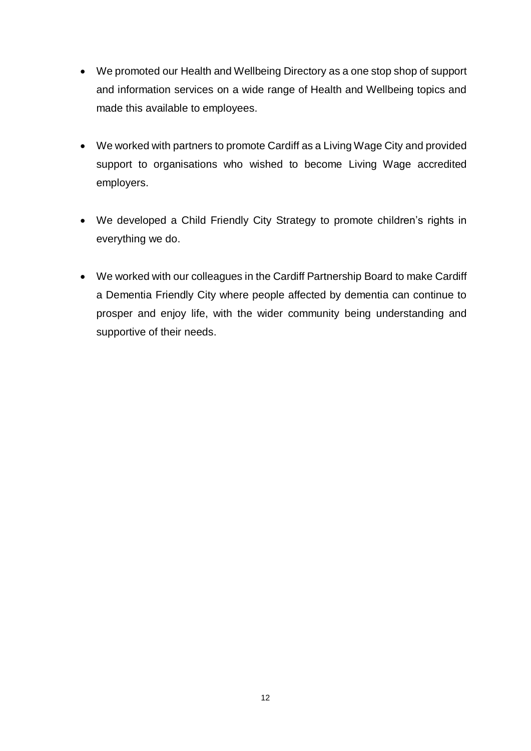- We promoted our Health and Wellbeing Directory as a one stop shop of support and information services on a wide range of Health and Wellbeing topics and made this available to employees.

- We worked with partners to promote Cardiff as a Living Wage City and provided support to organisations who wished to become Living Wage accredited employers.

- We developed a Child Friendly City Strategy to promote children's rights in everything we do.

- We worked with our colleagues in the Cardiff Partnership Board to make Cardiff a Dementia Friendly City where people affected by dementia can continue to prosper and enjoy life, with the wider community being understanding and supportive of their needs.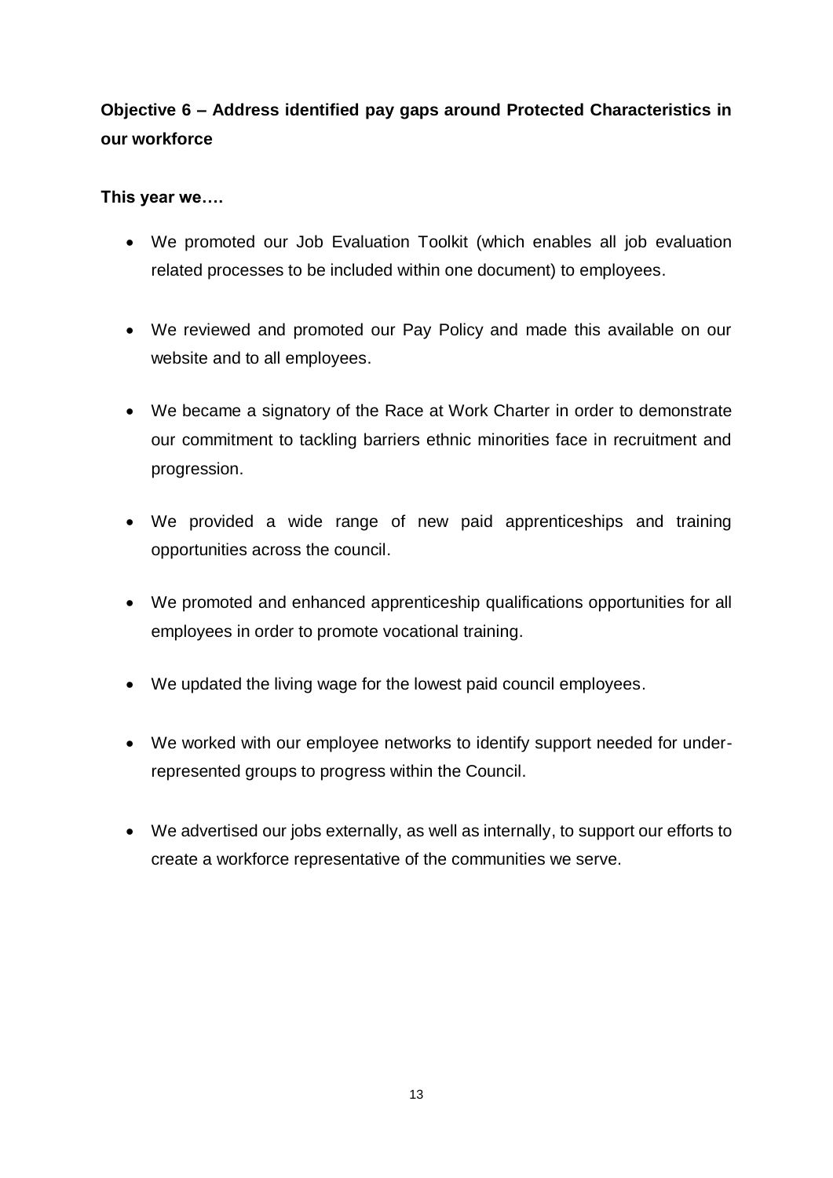**Objective 6 – Address identified pay gaps around Protected Characteristics in our workforce**

**This year we….**

- We promoted our Job Evaluation Toolkit (which enables all job evaluation related processes to be included within one document) to employees.
- We reviewed and promoted our Pay Policy and made this available on our website and to all employees.
- We became a signatory of the Race at Work Charter in order to demonstrate our commitment to tackling barriers ethnic minorities face in recruitment and progression.
- We provided a wide range of new paid apprenticeships and training opportunities across the council.
- We promoted and enhanced apprenticeship qualifications opportunities for all employees in order to promote vocational training.
- We updated the living wage for the lowest paid council employees.
- We worked with our employee networks to identify support needed for under-represented groups to progress within the Council.
- We advertised our jobs externally, as well as internally, to support our efforts to create a workforce representative of the communities we serve.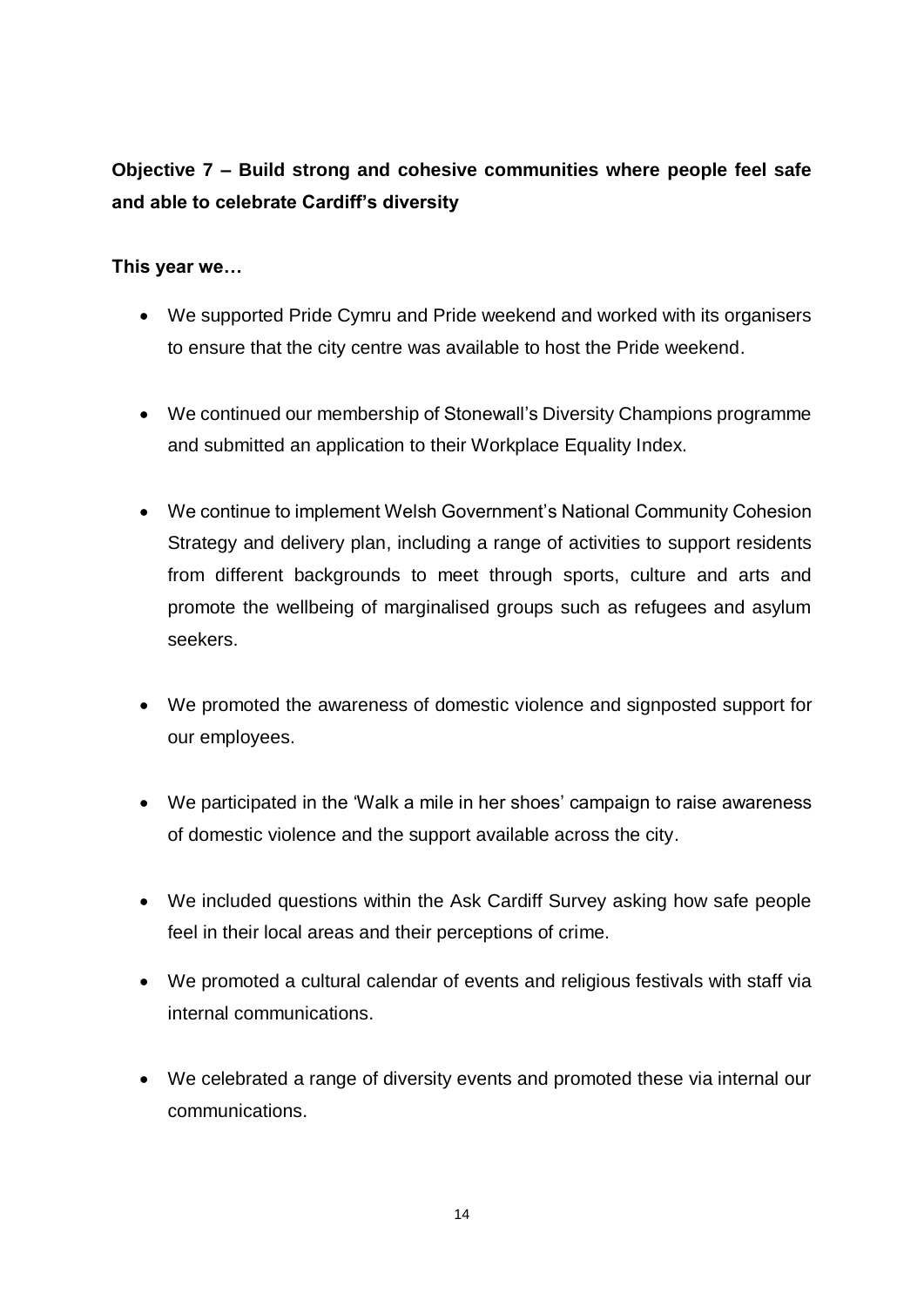**Objective 7 – Build strong and cohesive communities where people feel safe and able to celebrate Cardiff's diversity**

**This year we…**

- We supported Pride Cymru and Pride weekend and worked with its organisers to ensure that the city centre was available to host the Pride weekend.
- We continued our membership of Stonewall's Diversity Champions programme and submitted an application to their Workplace Equality Index.
- We continue to implement Welsh Government's National Community Cohesion Strategy and delivery plan, including a range of activities to support residents from different backgrounds to meet through sports, culture and arts and promote the wellbeing of marginalised groups such as refugees and asylum seekers.
- We promoted the awareness of domestic violence and signposted support for our employees.
- We participated in the 'Walk a mile in her shoes' campaign to raise awareness of domestic violence and the support available across the city.
- We included questions within the Ask Cardiff Survey asking how safe people feel in their local areas and their perceptions of crime.
- We promoted a cultural calendar of events and religious festivals with staff via internal communications.
- We celebrated a range of diversity events and promoted these via internal our communications.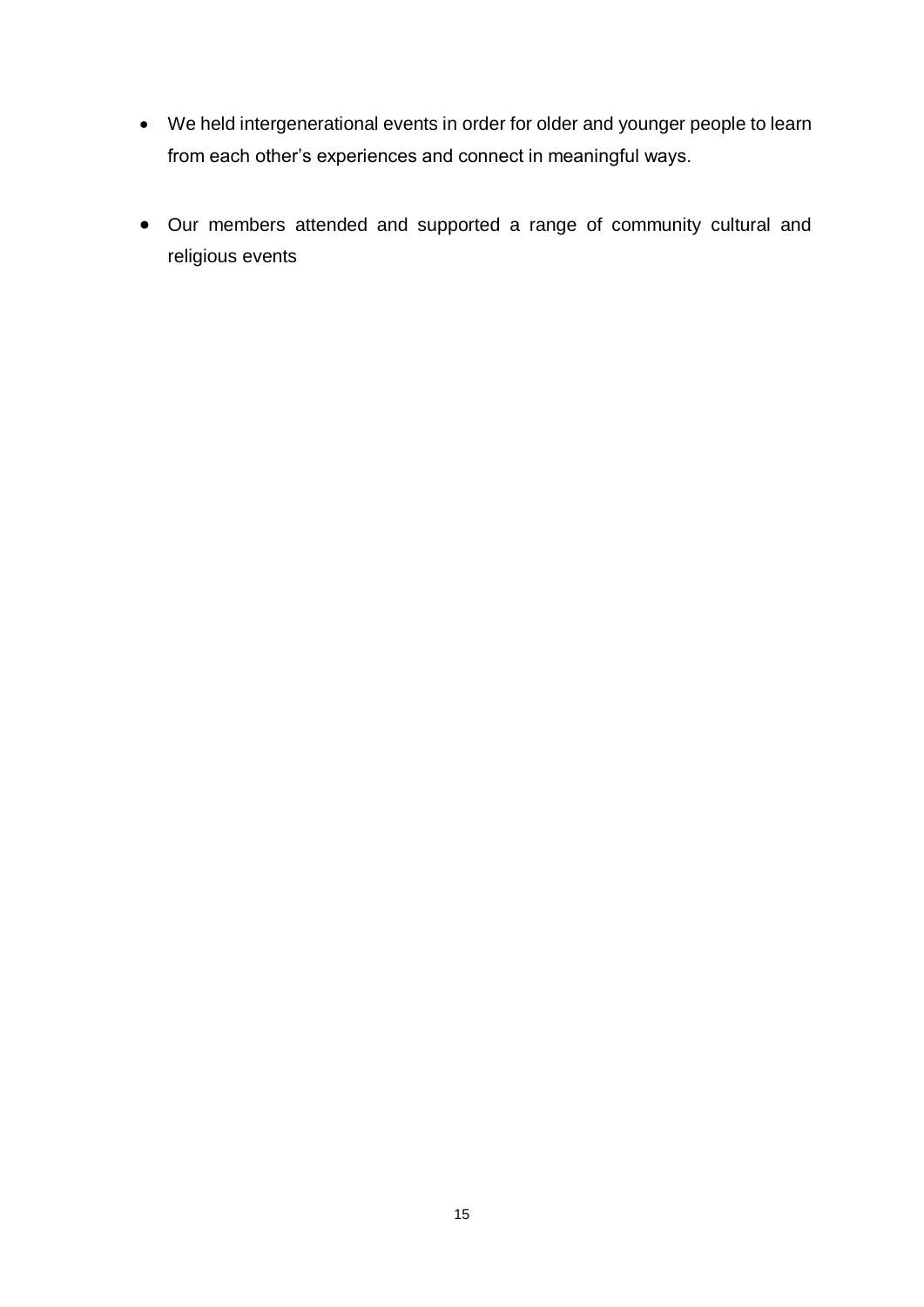- We held intergenerational events in order for older and younger people to learn from each other's experiences and connect in meaningful ways.

- Our members attended and supported a range of community cultural and religious events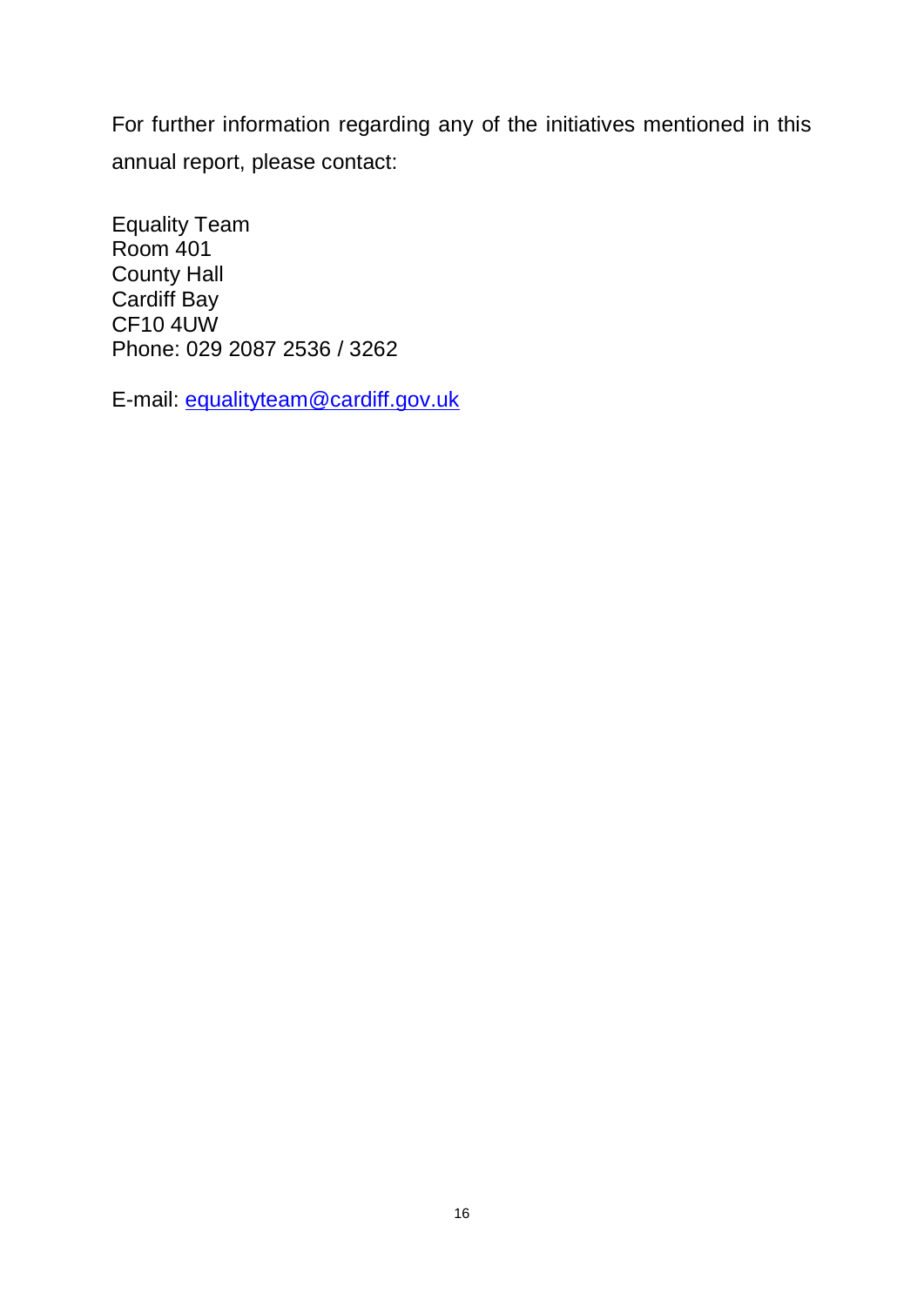For further information regarding any of the initiatives mentioned in this annual report, please contact:

Equality Team
Room 401
County Hall
Cardiff Bay
CF10 4UW
Phone: 029 2087 2536 / 3262

E-mail: [equalityteam@cardiff.gov.uk](mailto:equalityteam@cardiff.gov.uk)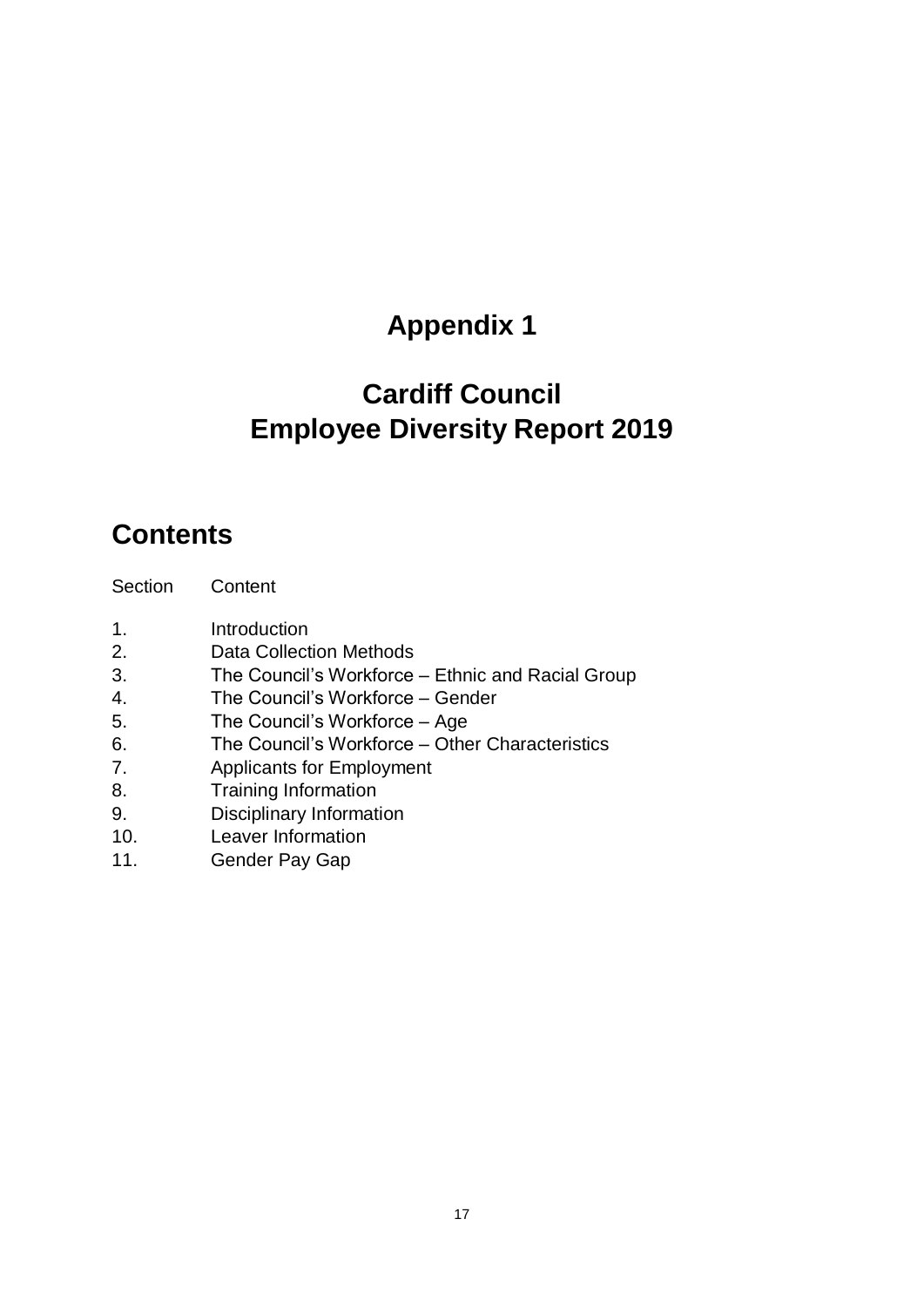# Appendix 1

# Cardiff Council
# Employee Diversity Report 2019

## Contents

| Section | Content |
| --- | --- |
| 1. | Introduction |
| 2. | Data Collection Methods |
| 3. | The Council's Workforce – Ethnic and Racial Group |
| 4. | The Council's Workforce – Gender |
| 5. | The Council's Workforce – Age |
| 6. | The Council's Workforce – Other Characteristics |
| 7. | Applicants for Employment |
| 8. | Training Information |
| 9. | Disciplinary Information |
| 10. | Leaver Information |
| 11. | Gender Pay Gap |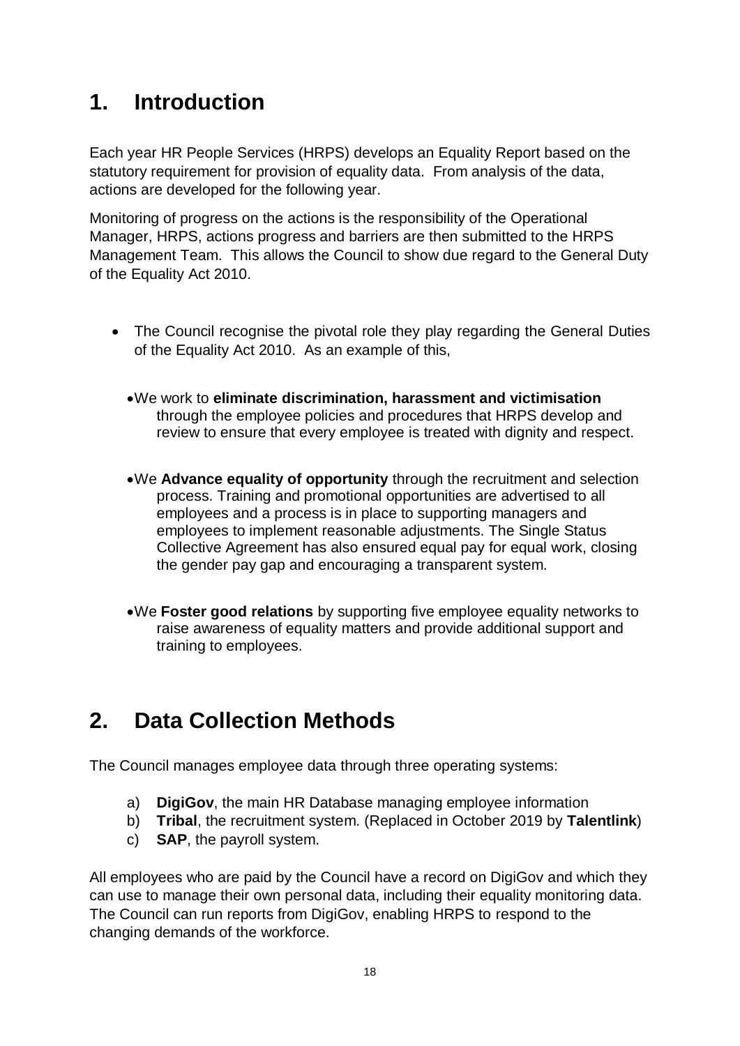# 1. Introduction

Each year HR People Services (HRPS) develops an Equality Report based on the statutory requirement for provision of equality data. From analysis of the data, actions are developed for the following year.

Monitoring of progress on the actions is the responsibility of the Operational Manager, HRPS, actions progress and barriers are then submitted to the HRPS Management Team. This allows the Council to show due regard to the General Duty of the Equality Act 2010.

- The Council recognise the pivotal role they play regarding the General Duties of the Equality Act 2010. As an example of this,
  - We work to **eliminate discrimination, harassment and victimisation** through the employee policies and procedures that HRPS develop and review to ensure that every employee is treated with dignity and respect.
  - We **Advance equality of opportunity** through the recruitment and selection process. Training and promotional opportunities are advertised to all employees and a process is in place to supporting managers and employees to implement reasonable adjustments. The Single Status Collective Agreement has also ensured equal pay for equal work, closing the gender pay gap and encouraging a transparent system.
  - We **Foster good relations** by supporting five employee equality networks to raise awareness of equality matters and provide additional support and training to employees.

# 2. Data Collection Methods

The Council manages employee data through three operating systems:

a) **DigiGov**, the main HR Database managing employee information
b) **Tribal**, the recruitment system. (Replaced in October 2019 by **Talentlink**)
c) **SAP**, the payroll system.

All employees who are paid by the Council have a record on DigiGov and which they can use to manage their own personal data, including their equality monitoring data. The Council can run reports from DigiGov, enabling HRPS to respond to the changing demands of the workforce.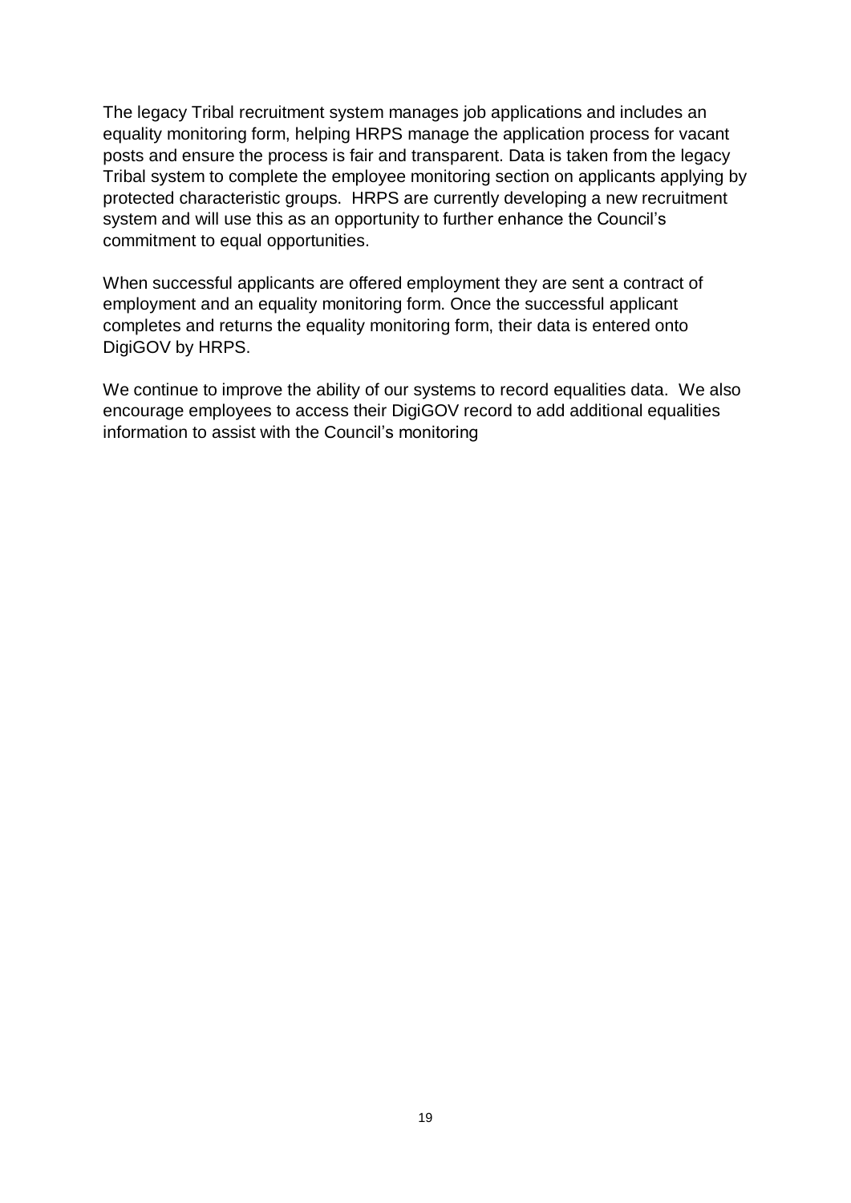The legacy Tribal recruitment system manages job applications and includes an equality monitoring form, helping HRPS manage the application process for vacant posts and ensure the process is fair and transparent. Data is taken from the legacy Tribal system to complete the employee monitoring section on applicants applying by protected characteristic groups. HRPS are currently developing a new recruitment system and will use this as an opportunity to further enhance the Council's commitment to equal opportunities.

When successful applicants are offered employment they are sent a contract of employment and an equality monitoring form. Once the successful applicant completes and returns the equality monitoring form, their data is entered onto DigiGOV by HRPS.

We continue to improve the ability of our systems to record equalities data. We also encourage employees to access their DigiGOV record to add additional equalities information to assist with the Council's monitoring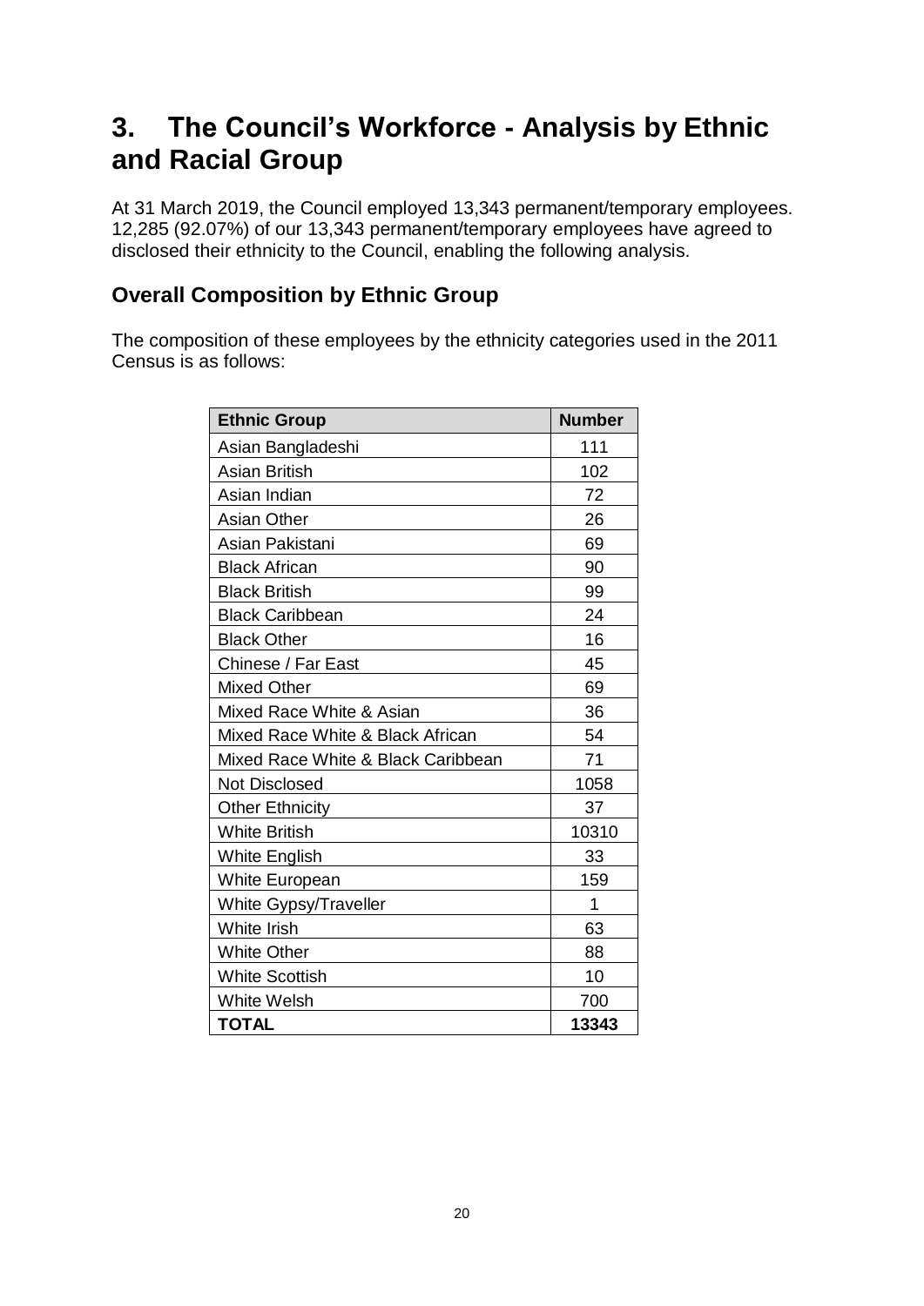# 3. The Council's Workforce - Analysis by Ethnic and Racial Group

At 31 March 2019, the Council employed 13,343 permanent/temporary employees. 12,285 (92.07%) of our 13,343 permanent/temporary employees have agreed to disclosed their ethnicity to the Council, enabling the following analysis.

## Overall Composition by Ethnic Group

The composition of these employees by the ethnicity categories used in the 2011 Census is as follows:

| Ethnic Group | Number |
|---|---|
| Asian Bangladeshi | 111 |
| Asian British | 102 |
| Asian Indian | 72 |
| Asian Other | 26 |
| Asian Pakistani | 69 |
| Black African | 90 |
| Black British | 99 |
| Black Caribbean | 24 |
| Black Other | 16 |
| Chinese / Far East | 45 |
| Mixed Other | 69 |
| Mixed Race White & Asian | 36 |
| Mixed Race White & Black African | 54 |
| Mixed Race White & Black Caribbean | 71 |
| Not Disclosed | 1058 |
| Other Ethnicity | 37 |
| White British | 10310 |
| White English | 33 |
| White European | 159 |
| White Gypsy/Traveller | 1 |
| White Irish | 63 |
| White Other | 88 |
| White Scottish | 10 |
| White Welsh | 700 |
| **TOTAL** | **13343** |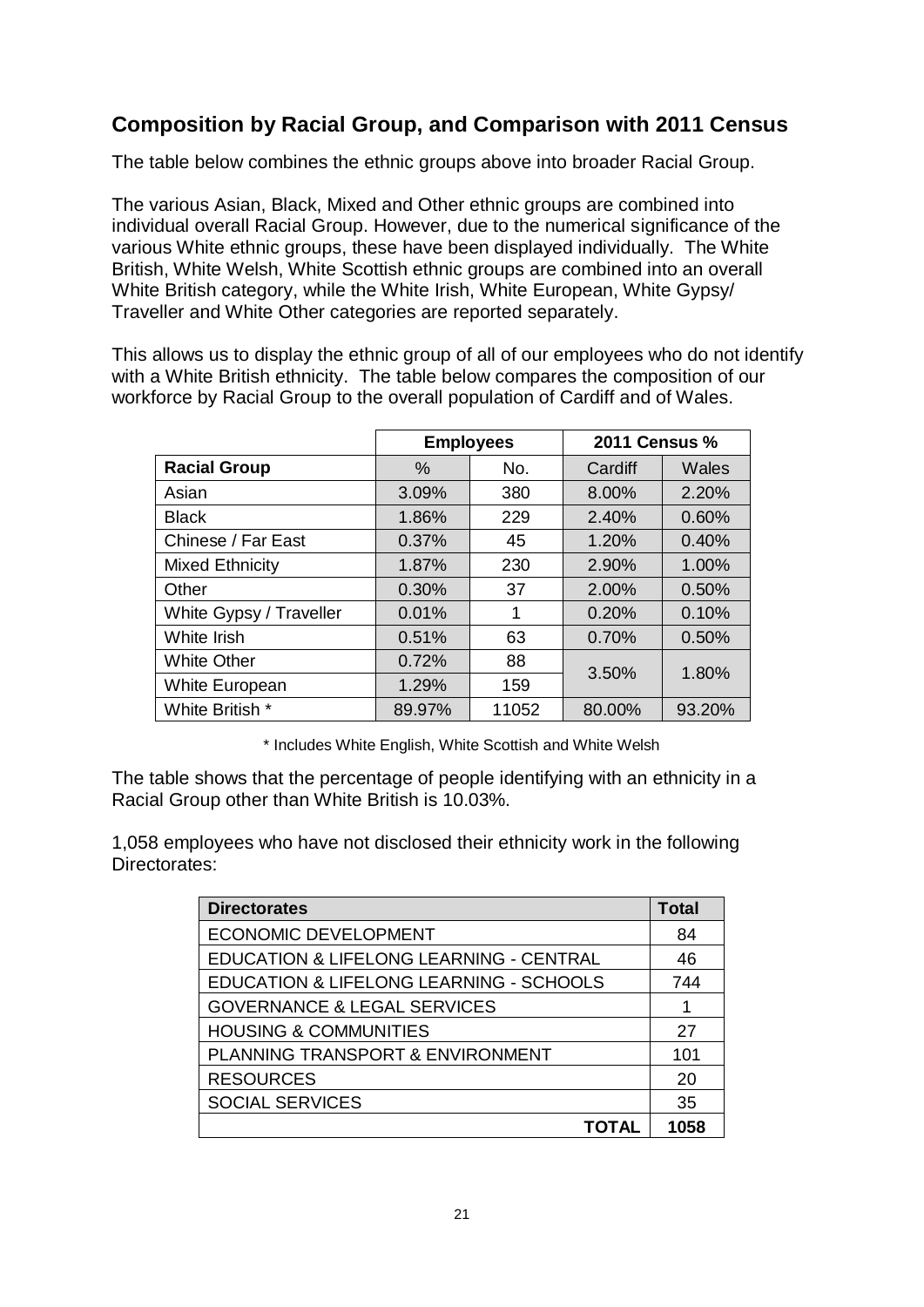## Composition by Racial Group, and Comparison with 2011 Census

The table below combines the ethnic groups above into broader Racial Group.

The various Asian, Black, Mixed and Other ethnic groups are combined into individual overall Racial Group. However, due to the numerical significance of the various White ethnic groups, these have been displayed individually. The White British, White Welsh, White Scottish ethnic groups are combined into an overall White British category, while the White Irish, White European, White Gypsy/ Traveller and White Other categories are reported separately.

This allows us to display the ethnic group of all of our employees who do not identify with a White British ethnicity. The table below compares the composition of our workforce by Racial Group to the overall population of Cardiff and of Wales.

| | Employees | | 2011 Census % | |
|---|---|---|---|---|
| **Racial Group** | % | No. | Cardiff | Wales |
| Asian | 3.09% | 380 | 8.00% | 2.20% |
| Black | 1.86% | 229 | 2.40% | 0.60% |
| Chinese / Far East | 0.37% | 45 | 1.20% | 0.40% |
| Mixed Ethnicity | 1.87% | 230 | 2.90% | 1.00% |
| Other | 0.30% | 37 | 2.00% | 0.50% |
| White Gypsy / Traveller | 0.01% | 1 | 0.20% | 0.10% |
| White Irish | 0.51% | 63 | 0.70% | 0.50% |
| White Other | 0.72% | 88 | 3.50% | 1.80% |
| White European | 1.29% | 159 | | |
| White British * | 89.97% | 11052 | 80.00% | 93.20% |

\* Includes White English, White Scottish and White Welsh

The table shows that the percentage of people identifying with an ethnicity in a Racial Group other than White British is 10.03%.

1,058 employees who have not disclosed their ethnicity work in the following Directorates:

| Directorates | Total |
|---|---|
| ECONOMIC DEVELOPMENT | 84 |
| EDUCATION & LIFELONG LEARNING - CENTRAL | 46 |
| EDUCATION & LIFELONG LEARNING - SCHOOLS | 744 |
| GOVERNANCE & LEGAL SERVICES | 1 |
| HOUSING & COMMUNITIES | 27 |
| PLANNING TRANSPORT & ENVIRONMENT | 101 |
| RESOURCES | 20 |
| SOCIAL SERVICES | 35 |
| **TOTAL** | **1058** |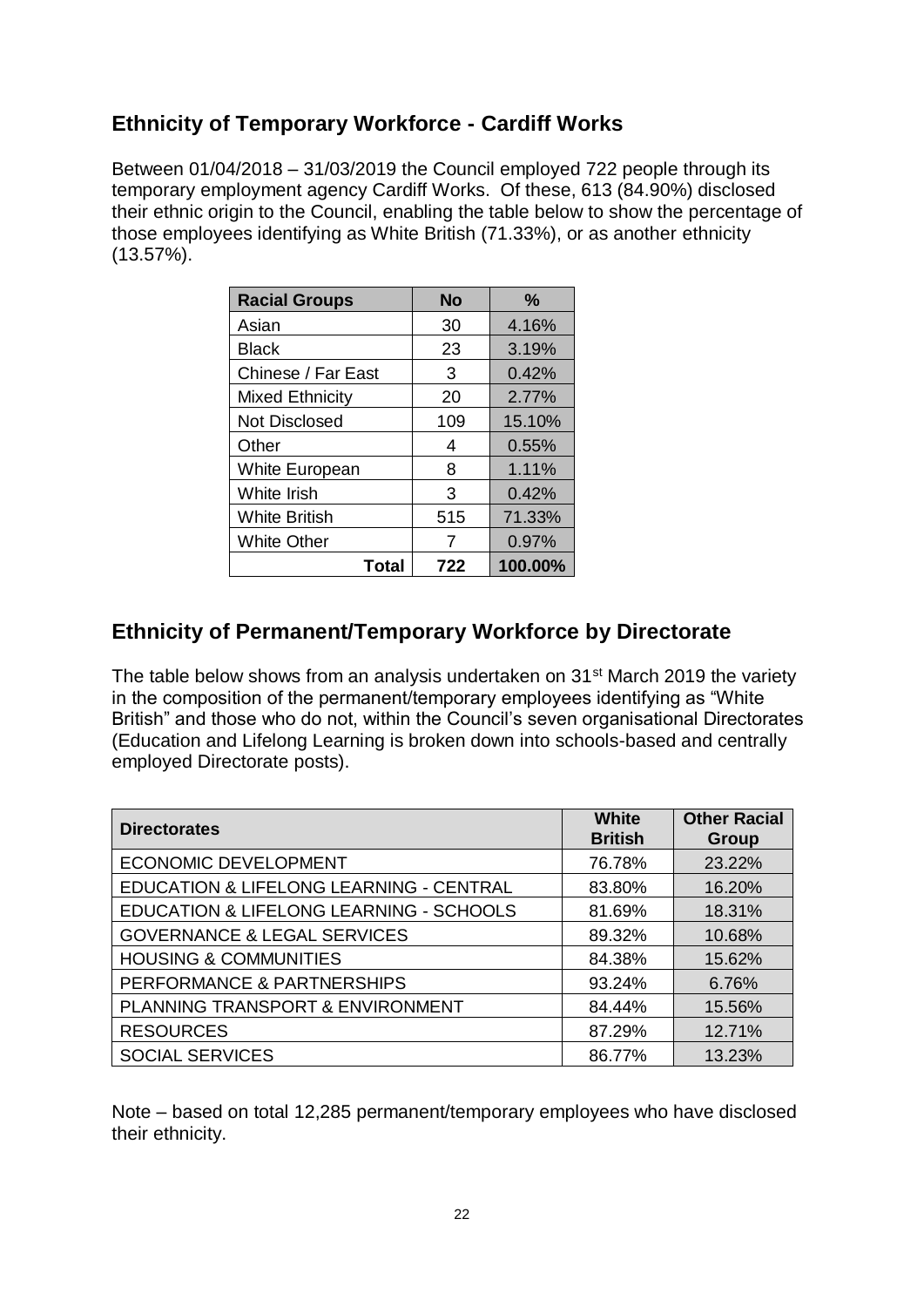## Ethnicity of Temporary Workforce - Cardiff Works

Between 01/04/2018 – 31/03/2019 the Council employed 722 people through its temporary employment agency Cardiff Works. Of these, 613 (84.90%) disclosed their ethnic origin to the Council, enabling the table below to show the percentage of those employees identifying as White British (71.33%), or as another ethnicity (13.57%).

| Racial Groups | No | % |
|---|---|---|
| Asian | 30 | 4.16% |
| Black | 23 | 3.19% |
| Chinese / Far East | 3 | 0.42% |
| Mixed Ethnicity | 20 | 2.77% |
| Not Disclosed | 109 | 15.10% |
| Other | 4 | 0.55% |
| White European | 8 | 1.11% |
| White Irish | 3 | 0.42% |
| White British | 515 | 71.33% |
| White Other | 7 | 0.97% |
| **Total** | **722** | **100.00%** |

## Ethnicity of Permanent/Temporary Workforce by Directorate

The table below shows from an analysis undertaken on 31st March 2019 the variety in the composition of the permanent/temporary employees identifying as "White British" and those who do not, within the Council's seven organisational Directorates (Education and Lifelong Learning is broken down into schools-based and centrally employed Directorate posts).

| Directorates | White British | Other Racial Group |
|---|---|---|
| ECONOMIC DEVELOPMENT | 76.78% | 23.22% |
| EDUCATION & LIFELONG LEARNING - CENTRAL | 83.80% | 16.20% |
| EDUCATION & LIFELONG LEARNING - SCHOOLS | 81.69% | 18.31% |
| GOVERNANCE & LEGAL SERVICES | 89.32% | 10.68% |
| HOUSING & COMMUNITIES | 84.38% | 15.62% |
| PERFORMANCE & PARTNERSHIPS | 93.24% | 6.76% |
| PLANNING TRANSPORT & ENVIRONMENT | 84.44% | 15.56% |
| RESOURCES | 87.29% | 12.71% |
| SOCIAL SERVICES | 86.77% | 13.23% |

Note – based on total 12,285 permanent/temporary employees who have disclosed their ethnicity.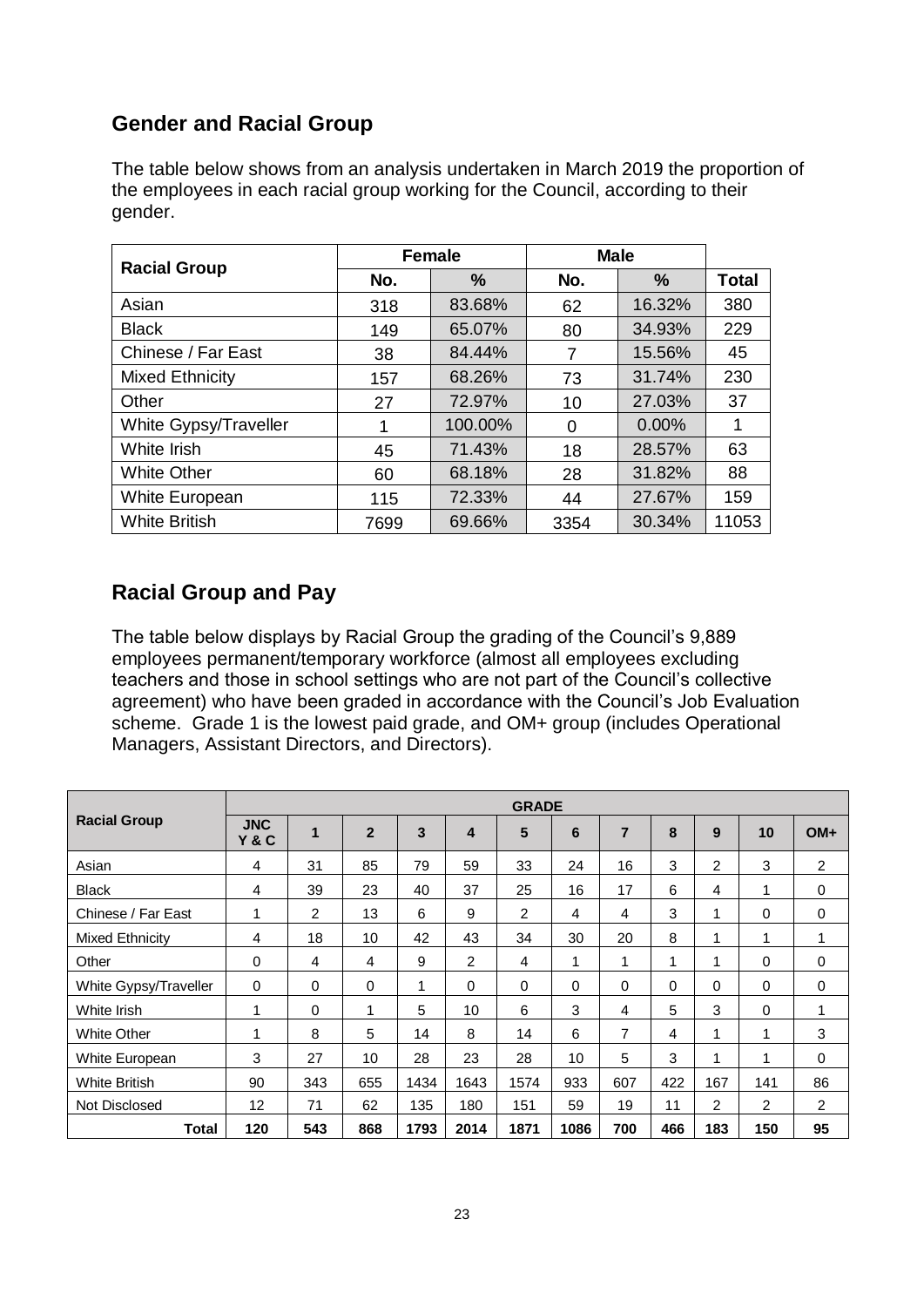## Gender and Racial Group

The table below shows from an analysis undertaken in March 2019 the proportion of the employees in each racial group working for the Council, according to their gender.

| Racial Group | Female | | Male | | |
|---|---|---|---|---|---|
| | No. | % | No. | % | Total |
| Asian | 318 | 83.68% | 62 | 16.32% | 380 |
| Black | 149 | 65.07% | 80 | 34.93% | 229 |
| Chinese / Far East | 38 | 84.44% | 7 | 15.56% | 45 |
| Mixed Ethnicity | 157 | 68.26% | 73 | 31.74% | 230 |
| Other | 27 | 72.97% | 10 | 27.03% | 37 |
| White Gypsy/Traveller | 1 | 100.00% | 0 | 0.00% | 1 |
| White Irish | 45 | 71.43% | 18 | 28.57% | 63 |
| White Other | 60 | 68.18% | 28 | 31.82% | 88 |
| White European | 115 | 72.33% | 44 | 27.67% | 159 |
| White British | 7699 | 69.66% | 3354 | 30.34% | 11053 |

## Racial Group and Pay

The table below displays by Racial Group the grading of the Council's 9,889 employees permanent/temporary workforce (almost all employees excluding teachers and those in school settings who are not part of the Council's collective agreement) who have been graded in accordance with the Council's Job Evaluation scheme. Grade 1 is the lowest paid grade, and OM+ group (includes Operational Managers, Assistant Directors, and Directors).

| Racial Group | GRADE | | | | | | | | | | | |
|---|---|---|---|---|---|---|---|---|---|---|---|---|
| | JNC Y & C | 1 | 2 | 3 | 4 | 5 | 6 | 7 | 8 | 9 | 10 | OM+ |
| Asian | 4 | 31 | 85 | 79 | 59 | 33 | 24 | 16 | 3 | 2 | 3 | 2 |
| Black | 4 | 39 | 23 | 40 | 37 | 25 | 16 | 17 | 6 | 4 | 1 | 0 |
| Chinese / Far East | 1 | 2 | 13 | 6 | 9 | 2 | 4 | 4 | 3 | 1 | 0 | 0 |
| Mixed Ethnicity | 4 | 18 | 10 | 42 | 43 | 34 | 30 | 20 | 8 | 1 | 1 | 1 |
| Other | 0 | 4 | 4 | 9 | 2 | 4 | 1 | 1 | 1 | 1 | 0 | 0 |
| White Gypsy/Traveller | 0 | 0 | 0 | 1 | 0 | 0 | 0 | 0 | 0 | 0 | 0 | 0 |
| White Irish | 1 | 0 | 1 | 5 | 10 | 6 | 3 | 4 | 5 | 3 | 0 | 1 |
| White Other | 1 | 8 | 5 | 14 | 8 | 14 | 6 | 7 | 4 | 1 | 1 | 3 |
| White European | 3 | 27 | 10 | 28 | 23 | 28 | 10 | 5 | 3 | 1 | 1 | 0 |
| White British | 90 | 343 | 655 | 1434 | 1643 | 1574 | 933 | 607 | 422 | 167 | 141 | 86 |
| Not Disclosed | 12 | 71 | 62 | 135 | 180 | 151 | 59 | 19 | 11 | 2 | 2 | 2 |
| **Total** | **120** | **543** | **868** | **1793** | **2014** | **1871** | **1086** | **700** | **466** | **183** | **150** | **95** |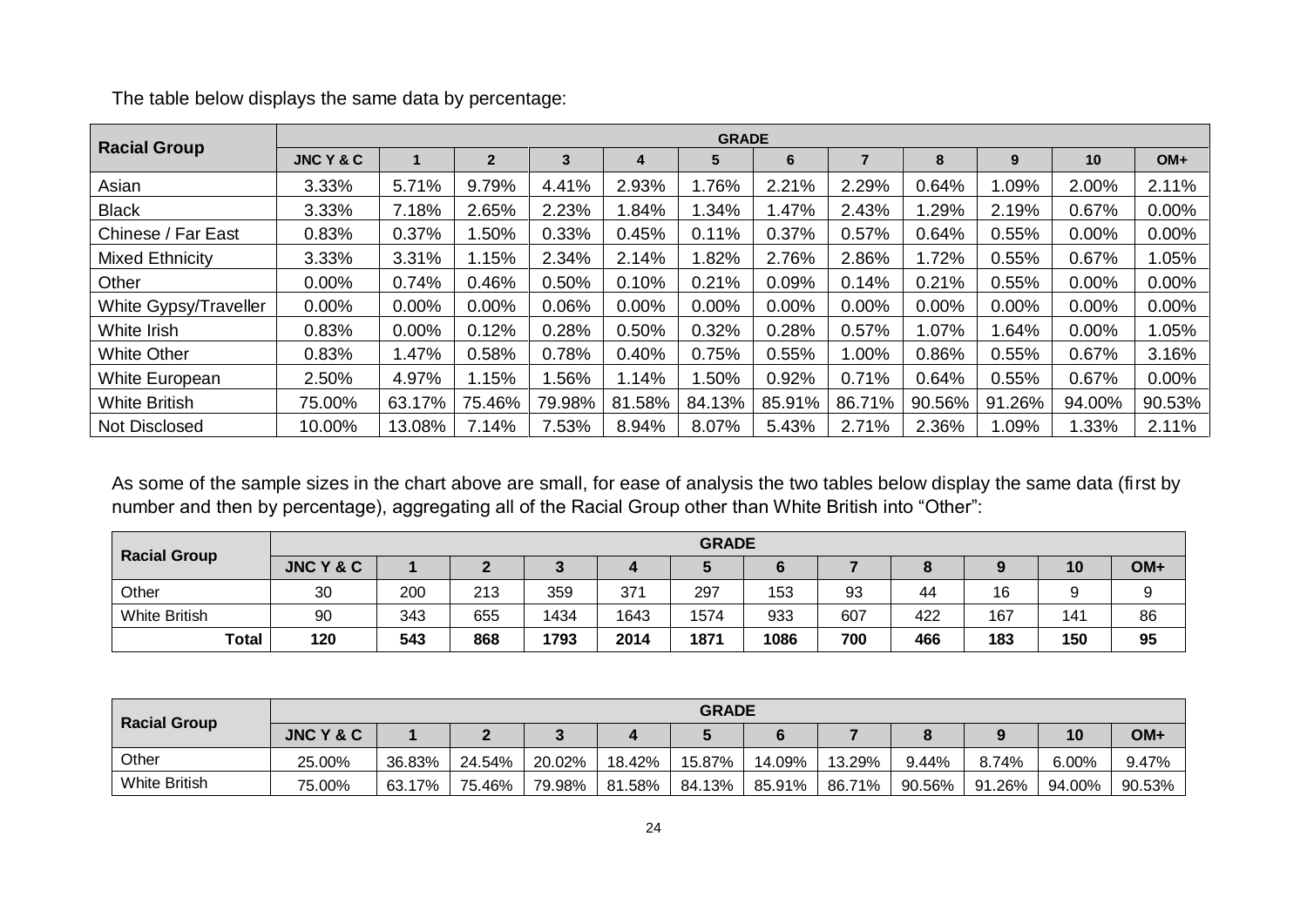The table below displays the same data by percentage:

| Racial Group | GRADE | | | | | | | | | | | |
|---|---|---|---|---|---|---|---|---|---|---|---|---|
| | JNC Y & C | 1 | 2 | 3 | 4 | 5 | 6 | 7 | 8 | 9 | 10 | OM+ |
| Asian | 3.33% | 5.71% | 9.79% | 4.41% | 2.93% | 1.76% | 2.21% | 2.29% | 0.64% | 1.09% | 2.00% | 2.11% |
| Black | 3.33% | 7.18% | 2.65% | 2.23% | 1.84% | 1.34% | 1.47% | 2.43% | 1.29% | 2.19% | 0.67% | 0.00% |
| Chinese / Far East | 0.83% | 0.37% | 1.50% | 0.33% | 0.45% | 0.11% | 0.37% | 0.57% | 0.64% | 0.55% | 0.00% | 0.00% |
| Mixed Ethnicity | 3.33% | 3.31% | 1.15% | 2.34% | 2.14% | 1.82% | 2.76% | 2.86% | 1.72% | 0.55% | 0.67% | 1.05% |
| Other | 0.00% | 0.74% | 0.46% | 0.50% | 0.10% | 0.21% | 0.09% | 0.14% | 0.21% | 0.55% | 0.00% | 0.00% |
| White Gypsy/Traveller | 0.00% | 0.00% | 0.00% | 0.06% | 0.00% | 0.00% | 0.00% | 0.00% | 0.00% | 0.00% | 0.00% | 0.00% |
| White Irish | 0.83% | 0.00% | 0.12% | 0.28% | 0.50% | 0.32% | 0.28% | 0.57% | 1.07% | 1.64% | 0.00% | 1.05% |
| White Other | 0.83% | 1.47% | 0.58% | 0.78% | 0.40% | 0.75% | 0.55% | 1.00% | 0.86% | 0.55% | 0.67% | 3.16% |
| White European | 2.50% | 4.97% | 1.15% | 1.56% | 1.14% | 1.50% | 0.92% | 0.71% | 0.64% | 0.55% | 0.67% | 0.00% |
| White British | 75.00% | 63.17% | 75.46% | 79.98% | 81.58% | 84.13% | 85.91% | 86.71% | 90.56% | 91.26% | 94.00% | 90.53% |
| Not Disclosed | 10.00% | 13.08% | 7.14% | 7.53% | 8.94% | 8.07% | 5.43% | 2.71% | 2.36% | 1.09% | 1.33% | 2.11% |

As some of the sample sizes in the chart above are small, for ease of analysis the two tables below display the same data (first by number and then by percentage), aggregating all of the Racial Group other than White British into "Other":

| Racial Group | GRADE | | | | | | | | | | | |
|---|---|---|---|---|---|---|---|---|---|---|---|---|
| | JNC Y & C | 1 | 2 | 3 | 4 | 5 | 6 | 7 | 8 | 9 | 10 | OM+ |
| Other | 30 | 200 | 213 | 359 | 371 | 297 | 153 | 93 | 44 | 16 | 9 | 9 |
| White British | 90 | 343 | 655 | 1434 | 1643 | 1574 | 933 | 607 | 422 | 167 | 141 | 86 |
| **Total** | **120** | **543** | **868** | **1793** | **2014** | **1871** | **1086** | **700** | **466** | **183** | **150** | **95** |

| Racial Group | GRADE | | | | | | | | | | | |
|---|---|---|---|---|---|---|---|---|---|---|---|---|
| | JNC Y & C | 1 | 2 | 3 | 4 | 5 | 6 | 7 | 8 | 9 | 10 | OM+ |
| Other | 25.00% | 36.83% | 24.54% | 20.02% | 18.42% | 15.87% | 14.09% | 13.29% | 9.44% | 8.74% | 6.00% | 9.47% |
| White British | 75.00% | 63.17% | 75.46% | 79.98% | 81.58% | 84.13% | 85.91% | 86.71% | 90.56% | 91.26% | 94.00% | 90.53% |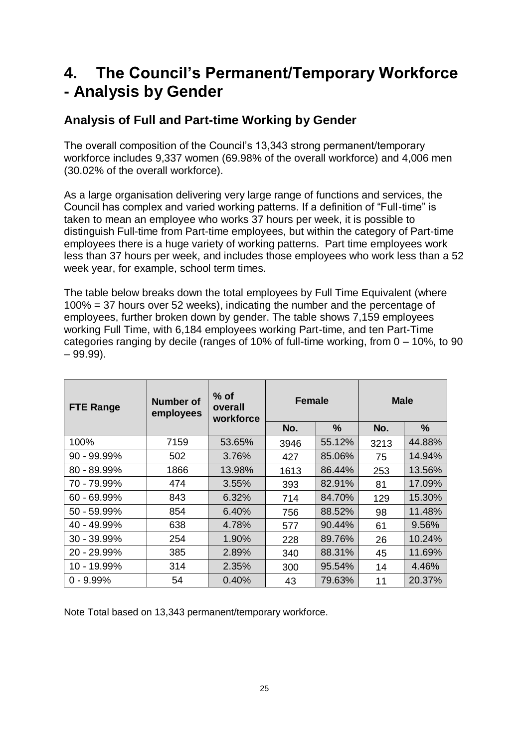# 4. The Council's Permanent/Temporary Workforce - Analysis by Gender

## Analysis of Full and Part-time Working by Gender

The overall composition of the Council's 13,343 strong permanent/temporary workforce includes 9,337 women (69.98% of the overall workforce) and 4,006 men (30.02% of the overall workforce).

As a large organisation delivering very large range of functions and services, the Council has complex and varied working patterns. If a definition of "Full-time" is taken to mean an employee who works 37 hours per week, it is possible to distinguish Full-time from Part-time employees, but within the category of Part-time employees there is a huge variety of working patterns. Part time employees work less than 37 hours per week, and includes those employees who work less than a 52 week year, for example, school term times.

The table below breaks down the total employees by Full Time Equivalent (where 100% = 37 hours over 52 weeks), indicating the number and the percentage of employees, further broken down by gender. The table shows 7,159 employees working Full Time, with 6,184 employees working Part-time, and ten Part-Time categories ranging by decile (ranges of 10% of full-time working, from 0 – 10%, to 90 – 99.99).

| FTE Range | Number of employees | % of overall workforce | Female | | Male | |
|---|---|---|---|---|---|---|
| | | | No. | % | No. | % |
| 100% | 7159 | 53.65% | 3946 | 55.12% | 3213 | 44.88% |
| 90 - 99.99% | 502 | 3.76% | 427 | 85.06% | 75 | 14.94% |
| 80 - 89.99% | 1866 | 13.98% | 1613 | 86.44% | 253 | 13.56% |
| 70 - 79.99% | 474 | 3.55% | 393 | 82.91% | 81 | 17.09% |
| 60 - 69.99% | 843 | 6.32% | 714 | 84.70% | 129 | 15.30% |
| 50 - 59.99% | 854 | 6.40% | 756 | 88.52% | 98 | 11.48% |
| 40 - 49.99% | 638 | 4.78% | 577 | 90.44% | 61 | 9.56% |
| 30 - 39.99% | 254 | 1.90% | 228 | 89.76% | 26 | 10.24% |
| 20 - 29.99% | 385 | 2.89% | 340 | 88.31% | 45 | 11.69% |
| 10 - 19.99% | 314 | 2.35% | 300 | 95.54% | 14 | 4.46% |
| 0 - 9.99% | 54 | 0.40% | 43 | 79.63% | 11 | 20.37% |

Note Total based on 13,343 permanent/temporary workforce.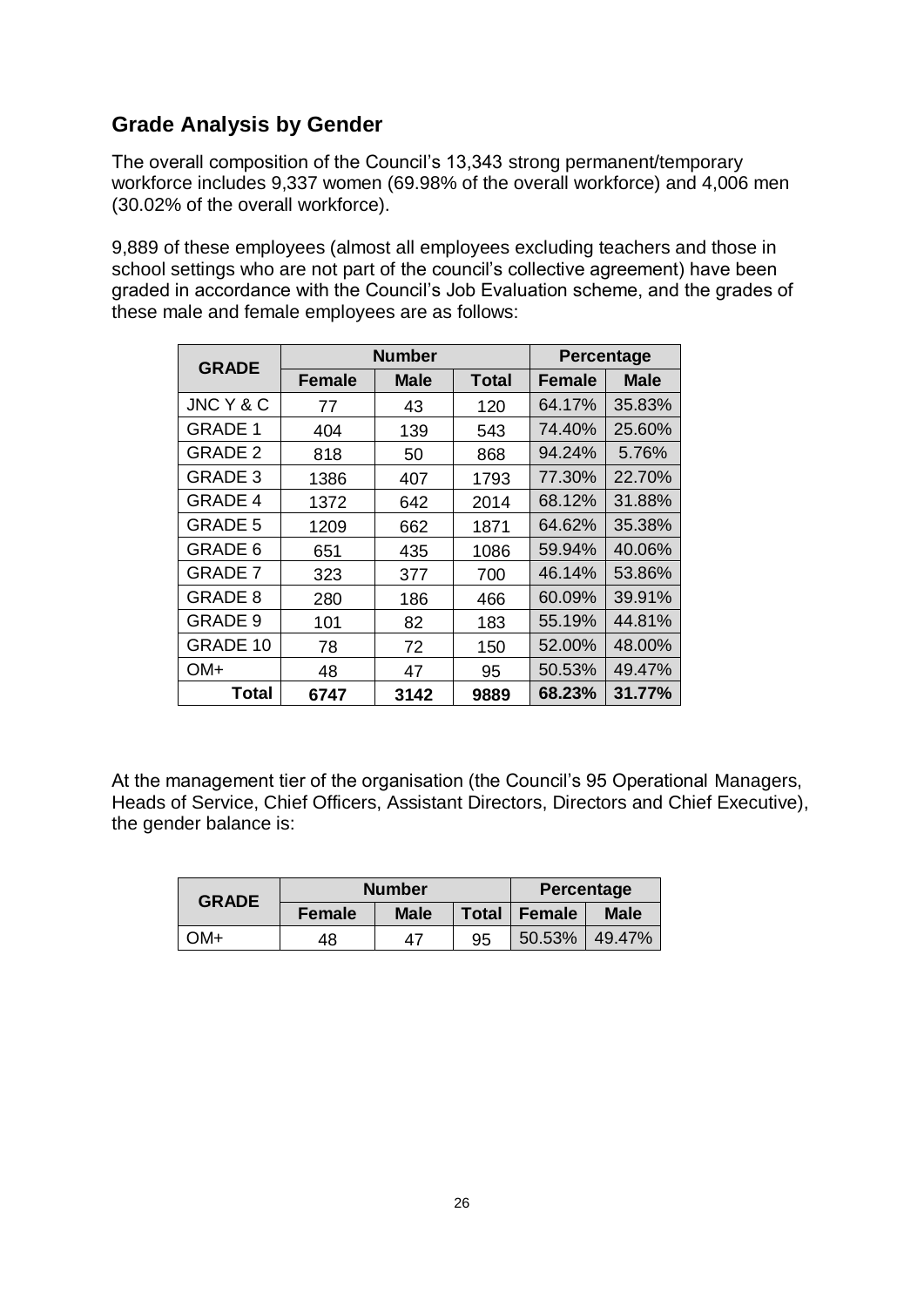## Grade Analysis by Gender

The overall composition of the Council's 13,343 strong permanent/temporary workforce includes 9,337 women (69.98% of the overall workforce) and 4,006 men (30.02% of the overall workforce).

9,889 of these employees (almost all employees excluding teachers and those in school settings who are not part of the council's collective agreement) have been graded in accordance with the Council's Job Evaluation scheme, and the grades of these male and female employees are as follows:

| GRADE | Number | | | Percentage | |
|---|---|---|---|---|---|
| | Female | Male | Total | Female | Male |
| JNC Y & C | 77 | 43 | 120 | 64.17% | 35.83% |
| GRADE 1 | 404 | 139 | 543 | 74.40% | 25.60% |
| GRADE 2 | 818 | 50 | 868 | 94.24% | 5.76% |
| GRADE 3 | 1386 | 407 | 1793 | 77.30% | 22.70% |
| GRADE 4 | 1372 | 642 | 2014 | 68.12% | 31.88% |
| GRADE 5 | 1209 | 662 | 1871 | 64.62% | 35.38% |
| GRADE 6 | 651 | 435 | 1086 | 59.94% | 40.06% |
| GRADE 7 | 323 | 377 | 700 | 46.14% | 53.86% |
| GRADE 8 | 280 | 186 | 466 | 60.09% | 39.91% |
| GRADE 9 | 101 | 82 | 183 | 55.19% | 44.81% |
| GRADE 10 | 78 | 72 | 150 | 52.00% | 48.00% |
| OM+ | 48 | 47 | 95 | 50.53% | 49.47% |
| **Total** | **6747** | **3142** | **9889** | **68.23%** | **31.77%** |

At the management tier of the organisation (the Council's 95 Operational Managers, Heads of Service, Chief Officers, Assistant Directors, Directors and Chief Executive), the gender balance is:

| GRADE | Number | | | Percentage | |
|---|---|---|---|---|---|
| | Female | Male | Total | Female | Male |
| OM+ | 48 | 47 | 95 | 50.53% | 49.47% |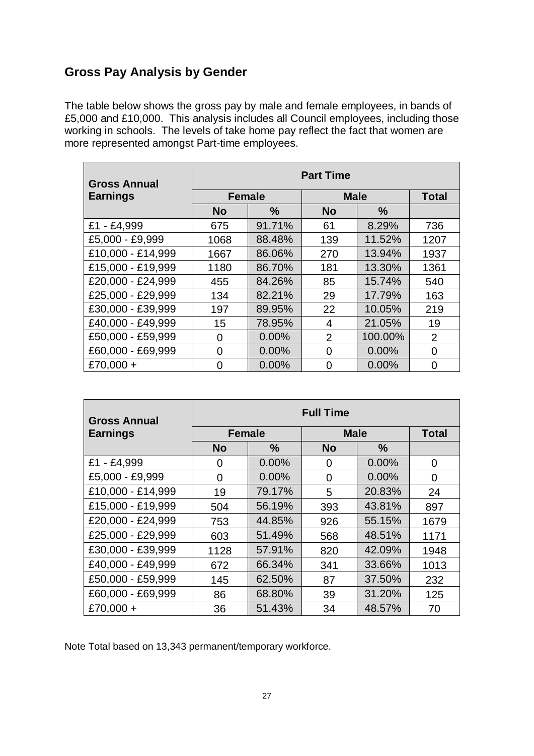## Gross Pay Analysis by Gender

The table below shows the gross pay by male and female employees, in bands of £5,000 and £10,000. This analysis includes all Council employees, including those working in schools. The levels of take home pay reflect the fact that women are more represented amongst Part-time employees.

| Gross Annual Earnings | Part Time | | | | |
|---|---|---|---|---|---|
| | Female | | Male | | Total |
| | No | % | No | % | |
| £1 - £4,999 | 675 | 91.71% | 61 | 8.29% | 736 |
| £5,000 - £9,999 | 1068 | 88.48% | 139 | 11.52% | 1207 |
| £10,000 - £14,999 | 1667 | 86.06% | 270 | 13.94% | 1937 |
| £15,000 - £19,999 | 1180 | 86.70% | 181 | 13.30% | 1361 |
| £20,000 - £24,999 | 455 | 84.26% | 85 | 15.74% | 540 |
| £25,000 - £29,999 | 134 | 82.21% | 29 | 17.79% | 163 |
| £30,000 - £39,999 | 197 | 89.95% | 22 | 10.05% | 219 |
| £40,000 - £49,999 | 15 | 78.95% | 4 | 21.05% | 19 |
| £50,000 - £59,999 | 0 | 0.00% | 2 | 100.00% | 2 |
| £60,000 - £69,999 | 0 | 0.00% | 0 | 0.00% | 0 |
| £70,000 + | 0 | 0.00% | 0 | 0.00% | 0 |

| Gross Annual Earnings | Full Time | | | | |
|---|---|---|---|---|---|
| | Female | | Male | | Total |
| | No | % | No | % | |
| £1 - £4,999 | 0 | 0.00% | 0 | 0.00% | 0 |
| £5,000 - £9,999 | 0 | 0.00% | 0 | 0.00% | 0 |
| £10,000 - £14,999 | 19 | 79.17% | 5 | 20.83% | 24 |
| £15,000 - £19,999 | 504 | 56.19% | 393 | 43.81% | 897 |
| £20,000 - £24,999 | 753 | 44.85% | 926 | 55.15% | 1679 |
| £25,000 - £29,999 | 603 | 51.49% | 568 | 48.51% | 1171 |
| £30,000 - £39,999 | 1128 | 57.91% | 820 | 42.09% | 1948 |
| £40,000 - £49,999 | 672 | 66.34% | 341 | 33.66% | 1013 |
| £50,000 - £59,999 | 145 | 62.50% | 87 | 37.50% | 232 |
| £60,000 - £69,999 | 86 | 68.80% | 39 | 31.20% | 125 |
| £70,000 + | 36 | 51.43% | 34 | 48.57% | 70 |

Note Total based on 13,343 permanent/temporary workforce.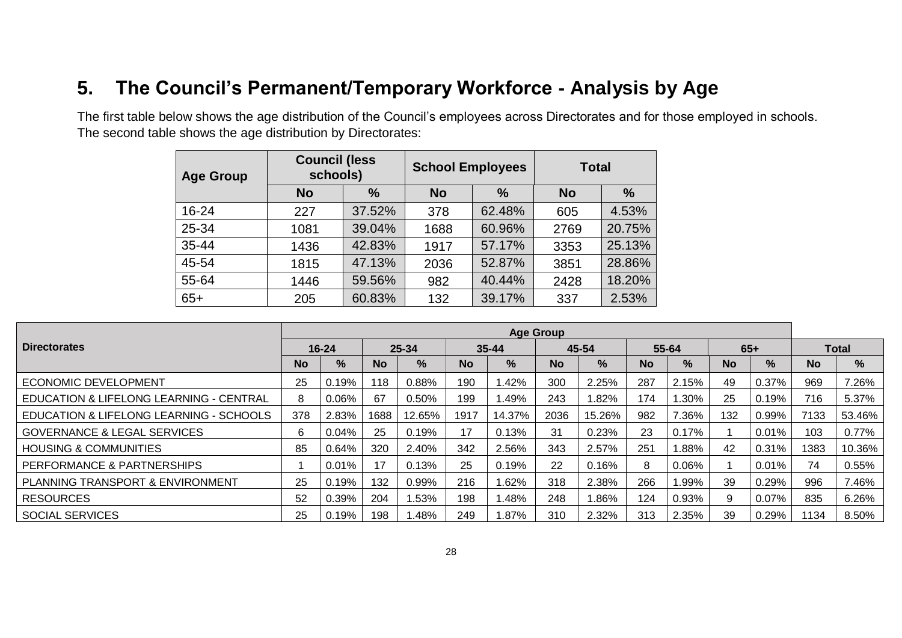## 5. The Council's Permanent/Temporary Workforce - Analysis by Age

The first table below shows the age distribution of the Council's employees across Directorates and for those employed in schools. The second table shows the age distribution by Directorates:

| Age Group | Council (less schools) | | School Employees | | Total | |
|---|---|---|---|---|---|---|
| | No | % | No | % | No | % |
| 16-24 | 227 | 37.52% | 378 | 62.48% | 605 | 4.53% |
| 25-34 | 1081 | 39.04% | 1688 | 60.96% | 2769 | 20.75% |
| 35-44 | 1436 | 42.83% | 1917 | 57.17% | 3353 | 25.13% |
| 45-54 | 1815 | 47.13% | 2036 | 52.87% | 3851 | 28.86% |
| 55-64 | 1446 | 59.56% | 982 | 40.44% | 2428 | 18.20% |
| 65+ | 205 | 60.83% | 132 | 39.17% | 337 | 2.53% |

| Directorates | Age Group | | | | | | | | | | | | | |
|---|---|---|---|---|---|---|---|---|---|---|---|---|---|---|
| | 16-24 | | 25-34 | | 35-44 | | 45-54 | | 55-64 | | 65+ | | Total | |
| | No | % | No | % | No | % | No | % | No | % | No | % | No | % |
| ECONOMIC DEVELOPMENT | 25 | 0.19% | 118 | 0.88% | 190 | 1.42% | 300 | 2.25% | 287 | 2.15% | 49 | 0.37% | 969 | 7.26% |
| EDUCATION & LIFELONG LEARNING - CENTRAL | 8 | 0.06% | 67 | 0.50% | 199 | 1.49% | 243 | 1.82% | 174 | 1.30% | 25 | 0.19% | 716 | 5.37% |
| EDUCATION & LIFELONG LEARNING - SCHOOLS | 378 | 2.83% | 1688 | 12.65% | 1917 | 14.37% | 2036 | 15.26% | 982 | 7.36% | 132 | 0.99% | 7133 | 53.46% |
| GOVERNANCE & LEGAL SERVICES | 6 | 0.04% | 25 | 0.19% | 17 | 0.13% | 31 | 0.23% | 23 | 0.17% | 1 | 0.01% | 103 | 0.77% |
| HOUSING & COMMUNITIES | 85 | 0.64% | 320 | 2.40% | 342 | 2.56% | 343 | 2.57% | 251 | 1.88% | 42 | 0.31% | 1383 | 10.36% |
| PERFORMANCE & PARTNERSHIPS | 1 | 0.01% | 17 | 0.13% | 25 | 0.19% | 22 | 0.16% | 8 | 0.06% | 1 | 0.01% | 74 | 0.55% |
| PLANNING TRANSPORT & ENVIRONMENT | 25 | 0.19% | 132 | 0.99% | 216 | 1.62% | 318 | 2.38% | 266 | 1.99% | 39 | 0.29% | 996 | 7.46% |
| RESOURCES | 52 | 0.39% | 204 | 1.53% | 198 | 1.48% | 248 | 1.86% | 124 | 0.93% | 9 | 0.07% | 835 | 6.26% |
| SOCIAL SERVICES | 25 | 0.19% | 198 | 1.48% | 249 | 1.87% | 310 | 2.32% | 313 | 2.35% | 39 | 0.29% | 1134 | 8.50% |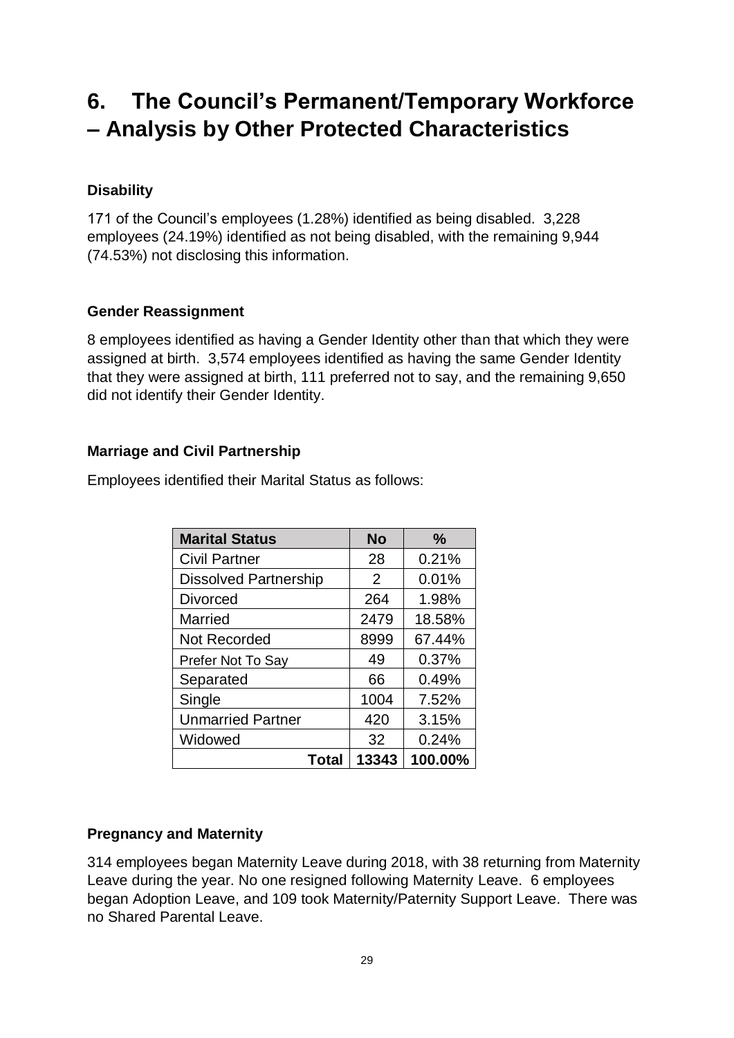# 6. The Council's Permanent/Temporary Workforce – Analysis by Other Protected Characteristics

### Disability

171 of the Council's employees (1.28%) identified as being disabled. 3,228 employees (24.19%) identified as not being disabled, with the remaining 9,944 (74.53%) not disclosing this information.

### Gender Reassignment

8 employees identified as having a Gender Identity other than that which they were assigned at birth. 3,574 employees identified as having the same Gender Identity that they were assigned at birth, 111 preferred not to say, and the remaining 9,650 did not identify their Gender Identity.

### Marriage and Civil Partnership

Employees identified their Marital Status as follows:

| Marital Status | No | % |
|---|---|---|
| Civil Partner | 28 | 0.21% |
| Dissolved Partnership | 2 | 0.01% |
| Divorced | 264 | 1.98% |
| Married | 2479 | 18.58% |
| Not Recorded | 8999 | 67.44% |
| Prefer Not To Say | 49 | 0.37% |
| Separated | 66 | 0.49% |
| Single | 1004 | 7.52% |
| Unmarried Partner | 420 | 3.15% |
| Widowed | 32 | 0.24% |
| **Total** | **13343** | **100.00%** |

### Pregnancy and Maternity

314 employees began Maternity Leave during 2018, with 38 returning from Maternity Leave during the year. No one resigned following Maternity Leave. 6 employees began Adoption Leave, and 109 took Maternity/Paternity Support Leave. There was no Shared Parental Leave.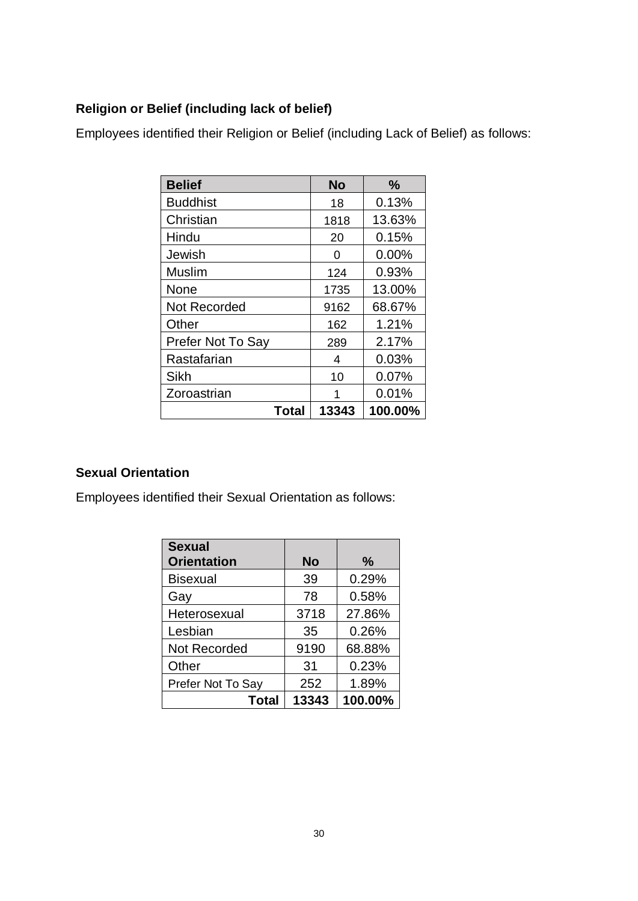**Religion or Belief (including lack of belief)**

Employees identified their Religion or Belief (including Lack of Belief) as follows:

| Belief | No | % |
|---|---|---|
| Buddhist | 18 | 0.13% |
| Christian | 1818 | 13.63% |
| Hindu | 20 | 0.15% |
| Jewish | 0 | 0.00% |
| Muslim | 124 | 0.93% |
| None | 1735 | 13.00% |
| Not Recorded | 9162 | 68.67% |
| Other | 162 | 1.21% |
| Prefer Not To Say | 289 | 2.17% |
| Rastafarian | 4 | 0.03% |
| Sikh | 10 | 0.07% |
| Zoroastrian | 1 | 0.01% |
| **Total** | **13343** | **100.00%** |

**Sexual Orientation**

Employees identified their Sexual Orientation as follows:

| Sexual Orientation | No | % |
|---|---|---|
| Bisexual | 39 | 0.29% |
| Gay | 78 | 0.58% |
| Heterosexual | 3718 | 27.86% |
| Lesbian | 35 | 0.26% |
| Not Recorded | 9190 | 68.88% |
| Other | 31 | 0.23% |
| Prefer Not To Say | 252 | 1.89% |
| **Total** | **13343** | **100.00%** |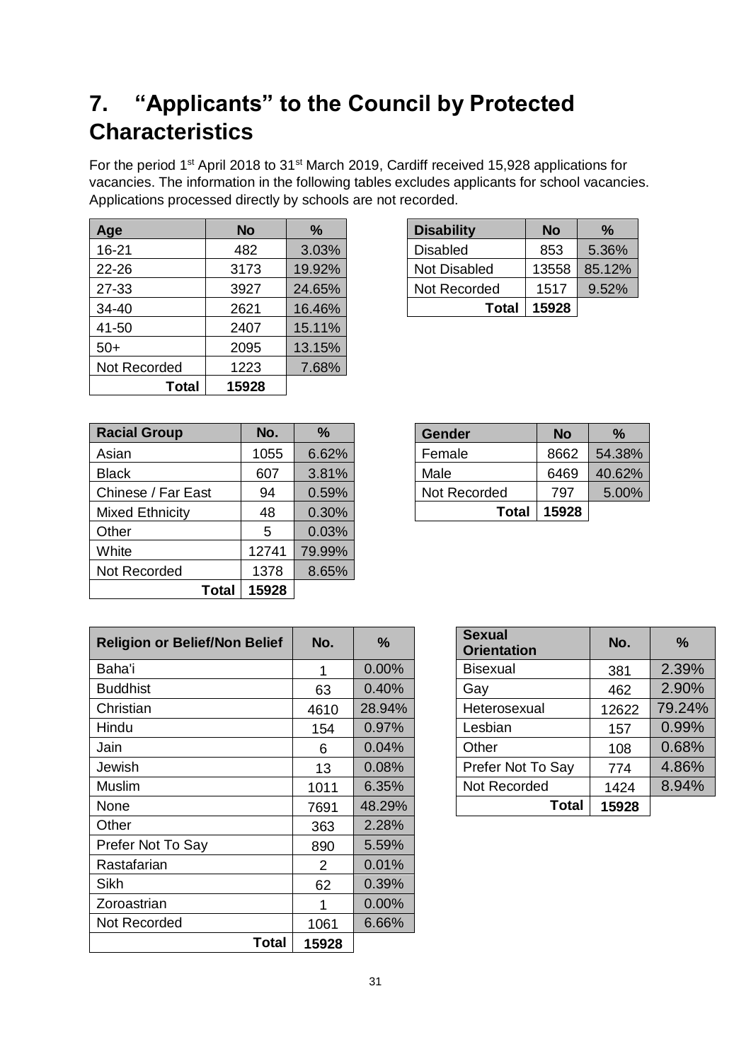# 7. "Applicants" to the Council by Protected Characteristics

For the period 1st April 2018 to 31st March 2019, Cardiff received 15,928 applications for vacancies. The information in the following tables excludes applicants for school vacancies. Applications processed directly by schools are not recorded.

| Age | No | % |
|---|---|---|
| 16-21 | 482 | 3.03% |
| 22-26 | 3173 | 19.92% |
| 27-33 | 3927 | 24.65% |
| 34-40 | 2621 | 16.46% |
| 41-50 | 2407 | 15.11% |
| 50+ | 2095 | 13.15% |
| Not Recorded | 1223 | 7.68% |
| **Total** | **15928** | |

| Disability | No | % |
|---|---|---|
| Disabled | 853 | 5.36% |
| Not Disabled | 13558 | 85.12% |
| Not Recorded | 1517 | 9.52% |
| **Total** | **15928** | |

| Racial Group | No. | % |
|---|---|---|
| Asian | 1055 | 6.62% |
| Black | 607 | 3.81% |
| Chinese / Far East | 94 | 0.59% |
| Mixed Ethnicity | 48 | 0.30% |
| Other | 5 | 0.03% |
| White | 12741 | 79.99% |
| Not Recorded | 1378 | 8.65% |
| **Total** | **15928** | |

| Gender | No | % |
|---|---|---|
| Female | 8662 | 54.38% |
| Male | 6469 | 40.62% |
| Not Recorded | 797 | 5.00% |
| **Total** | **15928** | |

| Religion or Belief/Non Belief | No. | % |
|---|---|---|
| Baha'i | 1 | 0.00% |
| Buddhist | 63 | 0.40% |
| Christian | 4610 | 28.94% |
| Hindu | 154 | 0.97% |
| Jain | 6 | 0.04% |
| Jewish | 13 | 0.08% |
| Muslim | 1011 | 6.35% |
| None | 7691 | 48.29% |
| Other | 363 | 2.28% |
| Prefer Not To Say | 890 | 5.59% |
| Rastafarian | 2 | 0.01% |
| Sikh | 62 | 0.39% |
| Zoroastrian | 1 | 0.00% |
| Not Recorded | 1061 | 6.66% |
| **Total** | **15928** | |

| Sexual Orientation | No. | % |
|---|---|---|
| Bisexual | 381 | 2.39% |
| Gay | 462 | 2.90% |
| Heterosexual | 12622 | 79.24% |
| Lesbian | 157 | 0.99% |
| Other | 108 | 0.68% |
| Prefer Not To Say | 774 | 4.86% |
| Not Recorded | 1424 | 8.94% |
| **Total** | **15928** | |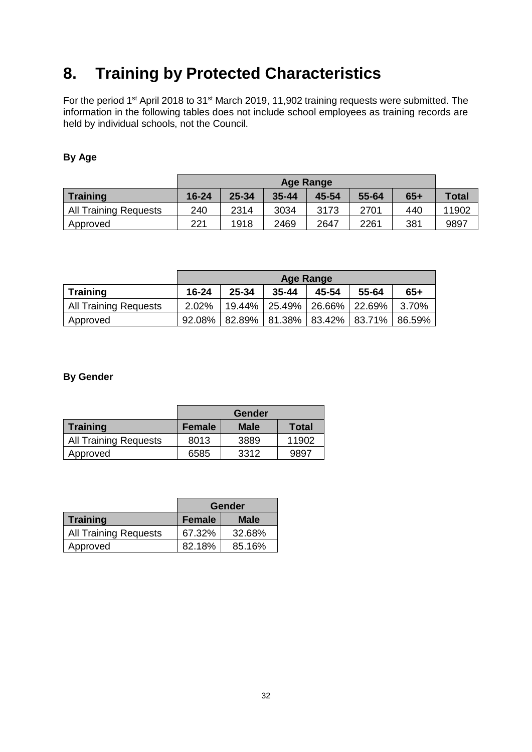# 8. Training by Protected Characteristics

For the period 1st April 2018 to 31st March 2019, 11,902 training requests were submitted. The information in the following tables does not include school employees as training records are held by individual schools, not the Council.

**By Age**

| | Age Range | | | | | | |
|---|---|---|---|---|---|---|---|
| **Training** | **16-24** | **25-34** | **35-44** | **45-54** | **55-64** | **65+** | **Total** |
| All Training Requests | 240 | 2314 | 3034 | 3173 | 2701 | 440 | 11902 |
| Approved | 221 | 1918 | 2469 | 2647 | 2261 | 381 | 9897 |

| | Age Range | | | | | |
|---|---|---|---|---|---|---|
| **Training** | **16-24** | **25-34** | **35-44** | **45-54** | **55-64** | **65+** |
| All Training Requests | 2.02% | 19.44% | 25.49% | 26.66% | 22.69% | 3.70% |
| Approved | 92.08% | 82.89% | 81.38% | 83.42% | 83.71% | 86.59% |

**By Gender**

| | Gender | | |
|---|---|---|---|
| **Training** | **Female** | **Male** | **Total** |
| All Training Requests | 8013 | 3889 | 11902 |
| Approved | 6585 | 3312 | 9897 |

| | Gender | |
|---|---|---|
| **Training** | **Female** | **Male** |
| All Training Requests | 67.32% | 32.68% |
| Approved | 82.18% | 85.16% |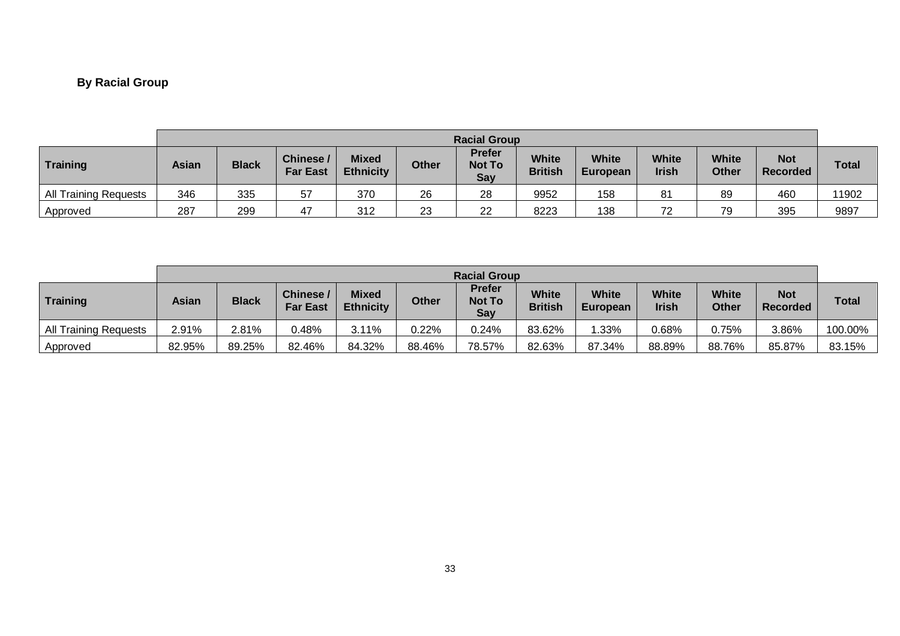**By Racial Group**

| | Racial Group | | | | | | | | | | | |
|---|---|---|---|---|---|---|---|---|---|---|---|---|
| **Training** | **Asian** | **Black** | **Chinese / Far East** | **Mixed Ethnicity** | **Other** | **Prefer Not To Say** | **White British** | **White European** | **White Irish** | **White Other** | **Not Recorded** | **Total** |
| All Training Requests | 346 | 335 | 57 | 370 | 26 | 28 | 9952 | 158 | 81 | 89 | 460 | 11902 |
| Approved | 287 | 299 | 47 | 312 | 23 | 22 | 8223 | 138 | 72 | 79 | 395 | 9897 |

| | Racial Group | | | | | | | | | | | |
|---|---|---|---|---|---|---|---|---|---|---|---|---|
| **Training** | **Asian** | **Black** | **Chinese / Far East** | **Mixed Ethnicity** | **Other** | **Prefer Not To Say** | **White British** | **White European** | **White Irish** | **White Other** | **Not Recorded** | **Total** |
| All Training Requests | 2.91% | 2.81% | 0.48% | 3.11% | 0.22% | 0.24% | 83.62% | 1.33% | 0.68% | 0.75% | 3.86% | 100.00% |
| Approved | 82.95% | 89.25% | 82.46% | 84.32% | 88.46% | 78.57% | 82.63% | 87.34% | 88.89% | 88.76% | 85.87% | 83.15% |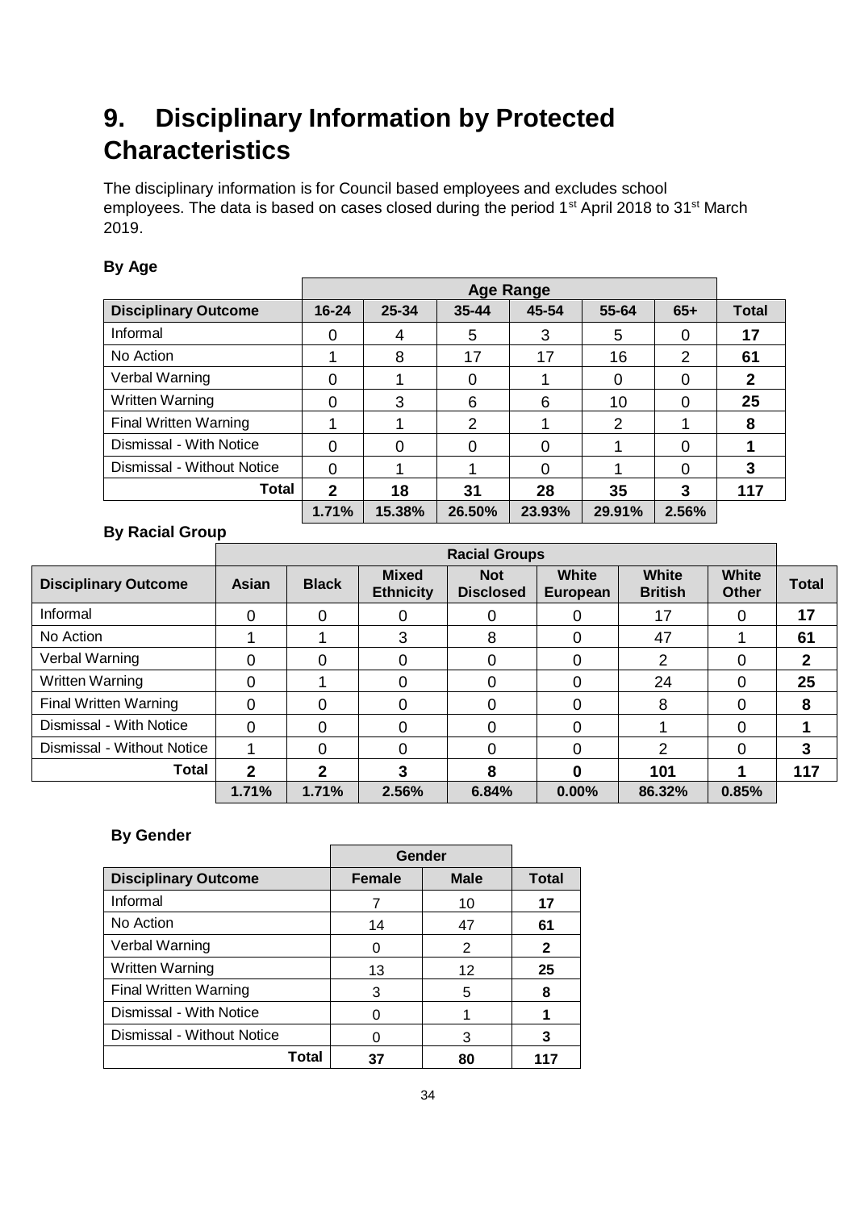# 9. Disciplinary Information by Protected Characteristics

The disciplinary information is for Council based employees and excludes school employees. The data is based on cases closed during the period 1st April 2018 to 31st March 2019.

**By Age**

| | Age Range | | | | | | |
|---|---|---|---|---|---|---|---|
| **Disciplinary Outcome** | **16-24** | **25-34** | **35-44** | **45-54** | **55-64** | **65+** | **Total** |
| Informal | 0 | 4 | 5 | 3 | 5 | 0 | **17** |
| No Action | 1 | 8 | 17 | 17 | 16 | 2 | **61** |
| Verbal Warning | 0 | 1 | 0 | 1 | 0 | 0 | **2** |
| Written Warning | 0 | 3 | 6 | 6 | 10 | 0 | **25** |
| Final Written Warning | 1 | 1 | 2 | 1 | 2 | 1 | **8** |
| Dismissal - With Notice | 0 | 0 | 0 | 0 | 1 | 0 | **1** |
| Dismissal - Without Notice | 0 | 1 | 1 | 0 | 1 | 0 | **3** |
| **Total** | **2** | **18** | **31** | **28** | **35** | **3** | **117** |
| | **1.71%** | **15.38%** | **26.50%** | **23.93%** | **29.91%** | **2.56%** | |

**By Racial Group**

| | Racial Groups | | | | | | | |
|---|---|---|---|---|---|---|---|---|
| **Disciplinary Outcome** | **Asian** | **Black** | **Mixed Ethnicity** | **Not Disclosed** | **White European** | **White British** | **White Other** | **Total** |
| Informal | 0 | 0 | 0 | 0 | 0 | 17 | 0 | **17** |
| No Action | 1 | 1 | 3 | 8 | 0 | 47 | 1 | **61** |
| Verbal Warning | 0 | 0 | 0 | 0 | 0 | 2 | 0 | **2** |
| Written Warning | 0 | 1 | 0 | 0 | 0 | 24 | 0 | **25** |
| Final Written Warning | 0 | 0 | 0 | 0 | 0 | 8 | 0 | **8** |
| Dismissal - With Notice | 0 | 0 | 0 | 0 | 0 | 1 | 0 | **1** |
| Dismissal - Without Notice | 1 | 0 | 0 | 0 | 0 | 2 | 0 | **3** |
| **Total** | **2** | **2** | **3** | **8** | **0** | **101** | **1** | **117** |
| | **1.71%** | **1.71%** | **2.56%** | **6.84%** | **0.00%** | **86.32%** | **0.85%** | |

**By Gender**

| | Gender | | |
|---|---|---|---|
| **Disciplinary Outcome** | **Female** | **Male** | **Total** |
| Informal | 7 | 10 | **17** |
| No Action | 14 | 47 | **61** |
| Verbal Warning | 0 | 2 | **2** |
| Written Warning | 13 | 12 | **25** |
| Final Written Warning | 3 | 5 | **8** |
| Dismissal - With Notice | 0 | 1 | **1** |
| Dismissal - Without Notice | 0 | 3 | **3** |
| **Total** | **37** | **80** | **117** |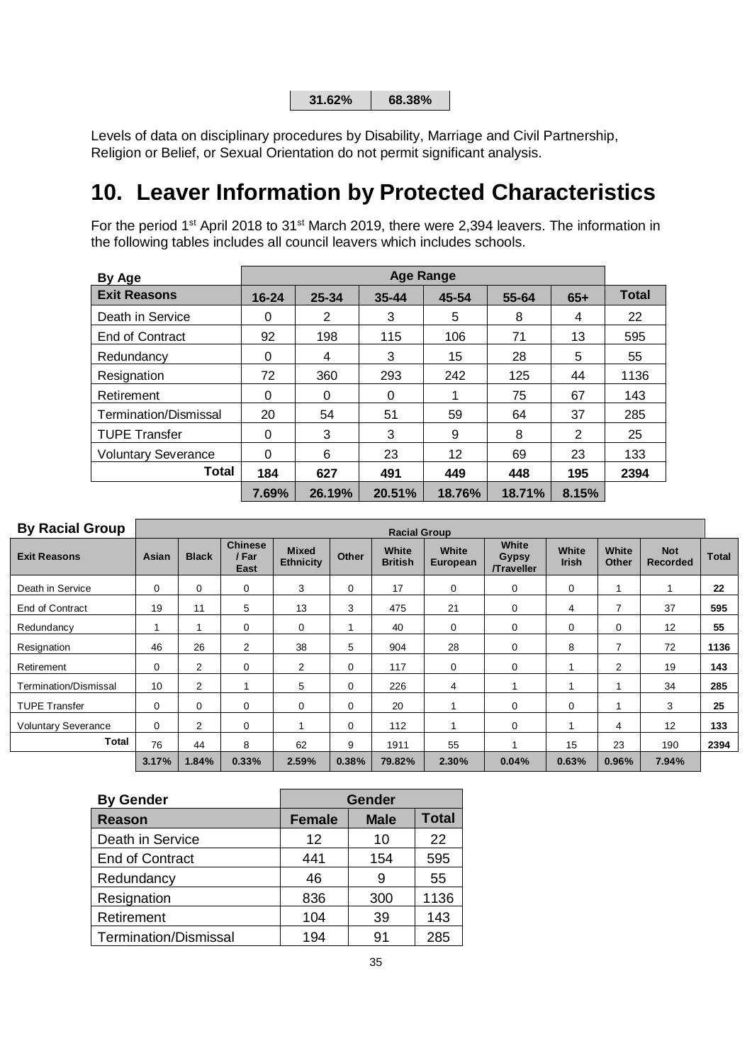| 31.62% | 68.38% |
|---|---|

Levels of data on disciplinary procedures by Disability, Marriage and Civil Partnership, Religion or Belief, or Sexual Orientation do not permit significant analysis.

# 10. Leaver Information by Protected Characteristics

For the period 1st April 2018 to 31st March 2019, there were 2,394 leavers. The information in the following tables includes all council leavers which includes schools.

| By Age | Age Range | | | | | | |
|---|---|---|---|---|---|---|---|
| **Exit Reasons** | **16-24** | **25-34** | **35-44** | **45-54** | **55-64** | **65+** | **Total** |
| Death in Service | 0 | 2 | 3 | 5 | 8 | 4 | 22 |
| End of Contract | 92 | 198 | 115 | 106 | 71 | 13 | 595 |
| Redundancy | 0 | 4 | 3 | 15 | 28 | 5 | 55 |
| Resignation | 72 | 360 | 293 | 242 | 125 | 44 | 1136 |
| Retirement | 0 | 0 | 0 | 1 | 75 | 67 | 143 |
| Termination/Dismissal | 20 | 54 | 51 | 59 | 64 | 37 | 285 |
| TUPE Transfer | 0 | 3 | 3 | 9 | 8 | 2 | 25 |
| Voluntary Severance | 0 | 6 | 23 | 12 | 69 | 23 | 133 |
| **Total** | **184** | **627** | **491** | **449** | **448** | **195** | **2394** |
| | **7.69%** | **26.19%** | **20.51%** | **18.76%** | **18.71%** | **8.15%** | |

| By Racial Group | Racial Group | | | | | | | | | | | |
|---|---|---|---|---|---|---|---|---|---|---|---|---|
| **Exit Reasons** | **Asian** | **Black** | **Chinese / Far East** | **Mixed Ethnicity** | **Other** | **White British** | **White European** | **White Gypsy /Traveller** | **White Irish** | **White Other** | **Not Recorded** | **Total** |
| Death in Service | 0 | 0 | 0 | 3 | 0 | 17 | 0 | 0 | 0 | 1 | 1 | **22** |
| End of Contract | 19 | 11 | 5 | 13 | 3 | 475 | 21 | 0 | 4 | 7 | 37 | **595** |
| Redundancy | 1 | 1 | 0 | 0 | 1 | 40 | 0 | 0 | 0 | 0 | 12 | **55** |
| Resignation | 46 | 26 | 2 | 38 | 5 | 904 | 28 | 0 | 8 | 7 | 72 | **1136** |
| Retirement | 0 | 2 | 0 | 2 | 0 | 117 | 0 | 0 | 1 | 2 | 19 | **143** |
| Termination/Dismissal | 10 | 2 | 1 | 5 | 0 | 226 | 4 | 1 | 1 | 1 | 34 | **285** |
| TUPE Transfer | 0 | 0 | 0 | 0 | 0 | 20 | 1 | 0 | 0 | 1 | 3 | **25** |
| Voluntary Severance | 0 | 2 | 0 | 1 | 0 | 112 | 1 | 0 | 1 | 4 | 12 | **133** |
| **Total** | 76 | 44 | 8 | 62 | 9 | 1911 | 55 | 1 | 15 | 23 | 190 | **2394** |
| | **3.17%** | **1.84%** | **0.33%** | **2.59%** | **0.38%** | **79.82%** | **2.30%** | **0.04%** | **0.63%** | **0.96%** | **7.94%** | |

| By Gender | Gender | | |
|---|---|---|---|
| **Reason** | **Female** | **Male** | **Total** |
| Death in Service | 12 | 10 | 22 |
| End of Contract | 441 | 154 | 595 |
| Redundancy | 46 | 9 | 55 |
| Resignation | 836 | 300 | 1136 |
| Retirement | 104 | 39 | 143 |
| Termination/Dismissal | 194 | 91 | 285 |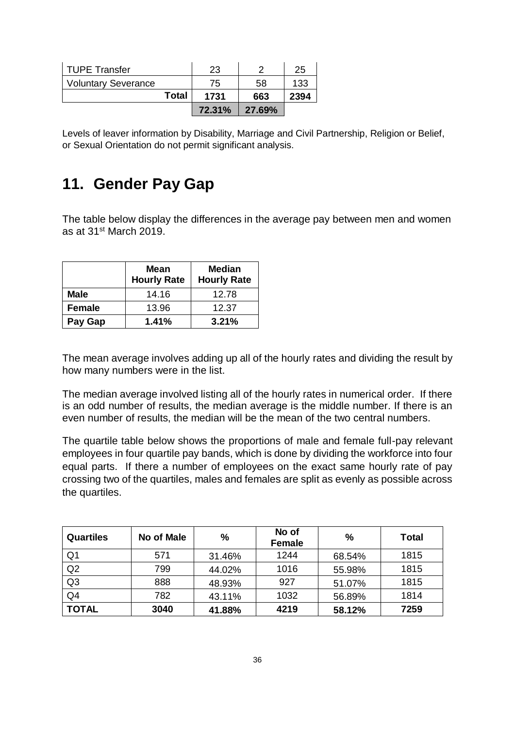| | | | |
|---|---|---|---|
| TUPE Transfer | 23 | 2 | 25 |
| Voluntary Severance | 75 | 58 | 133 |
| **Total** | **1731** | **663** | **2394** |
| | **72.31%** | **27.69%** | |

Levels of leaver information by Disability, Marriage and Civil Partnership, Religion or Belief, or Sexual Orientation do not permit significant analysis.

# 11. Gender Pay Gap

The table below display the differences in the average pay between men and women as at 31st March 2019.

| | Mean Hourly Rate | Median Hourly Rate |
|---|---|---|
| **Male** | 14.16 | 12.78 |
| **Female** | 13.96 | 12.37 |
| **Pay Gap** | **1.41%** | **3.21%** |

The mean average involves adding up all of the hourly rates and dividing the result by how many numbers were in the list.

The median average involved listing all of the hourly rates in numerical order. If there is an odd number of results, the median average is the middle number. If there is an even number of results, the median will be the mean of the two central numbers.

The quartile table below shows the proportions of male and female full-pay relevant employees in four quartile pay bands, which is done by dividing the workforce into four equal parts. If there a number of employees on the exact same hourly rate of pay crossing two of the quartiles, males and females are split as evenly as possible across the quartiles.

| Quartiles | No of Male | % | No of Female | % | Total |
|---|---|---|---|---|---|
| Q1 | 571 | 31.46% | 1244 | 68.54% | 1815 |
| Q2 | 799 | 44.02% | 1016 | 55.98% | 1815 |
| Q3 | 888 | 48.93% | 927 | 51.07% | 1815 |
| Q4 | 782 | 43.11% | 1032 | 56.89% | 1814 |
| **TOTAL** | **3040** | **41.88%** | **4219** | **58.12%** | **7259** |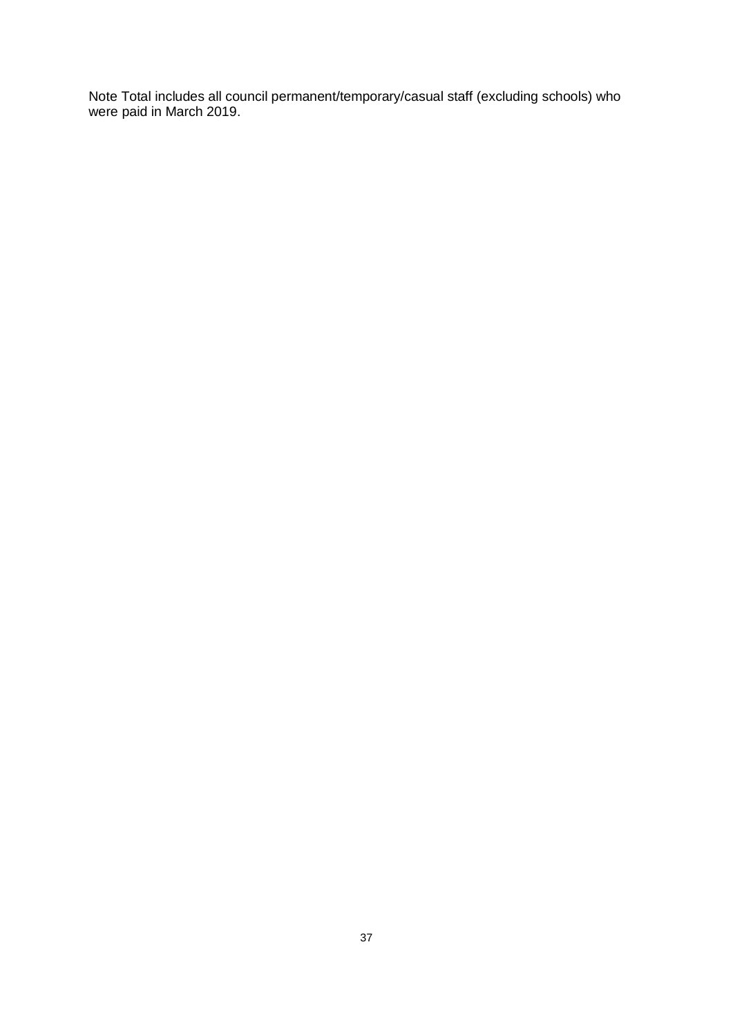Note Total includes all council permanent/temporary/casual staff (excluding schools) who were paid in March 2019.